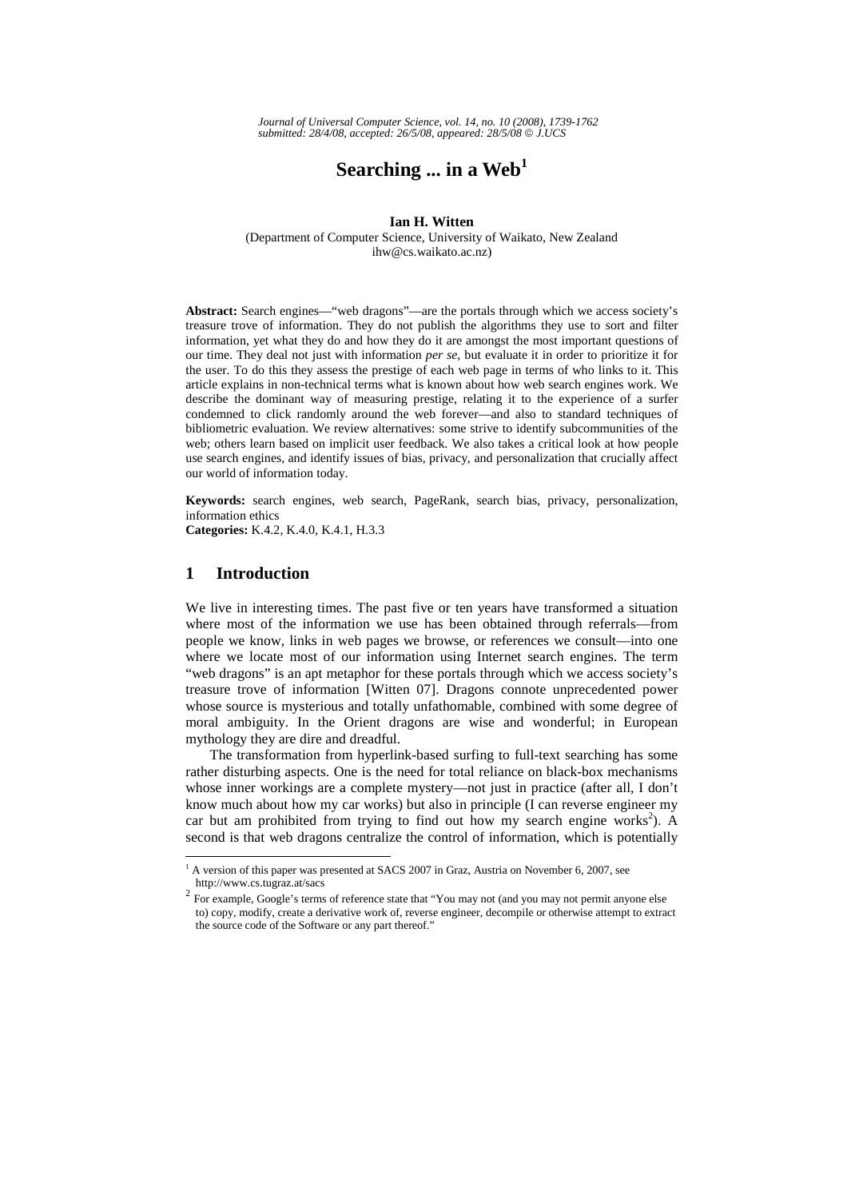# Searching ... in a Web[1]

**Ian H. Witten**

(Department of Computer Science, University of Waikato, New Zealand
ihw@cs.waikato.ac.nz)

**Abstract:** Search engines—"web dragons"—are the portals through which we access society's treasure trove of information. They do not publish the algorithms they use to sort and filter information, yet what they do and how they do it are amongst the most important questions of our time. They deal not just with information *per se*, but evaluate it in order to prioritize it for the user. To do this they assess the prestige of each web page in terms of who links to it. This article explains in non-technical terms what is known about how web search engines work. We describe the dominant way of measuring prestige, relating it to the experience of a surfer condemned to click randomly around the web forever—and also to standard techniques of bibliometric evaluation. We review alternatives: some strive to identify subcommunities of the web; others learn based on implicit user feedback. We also takes a critical look at how people use search engines, and identify issues of bias, privacy, and personalization that crucially affect our world of information today.

**Keywords:** search engines, web search, PageRank, search bias, privacy, personalization, information ethics

**Categories:** K.4.2, K.4.0, K.4.1, H.3.3

## 1 Introduction

We live in interesting times. The past five or ten years have transformed a situation where most of the information we use has been obtained through referrals—from people we know, links in web pages we browse, or references we consult—into one where we locate most of our information using Internet search engines. The term "web dragons" is an apt metaphor for these portals through which we access society's treasure trove of information [Witten 07]. Dragons connote unprecedented power whose source is mysterious and totally unfathomable, combined with some degree of moral ambiguity. In the Orient dragons are wise and wonderful; in European mythology they are dire and dreadful.

The transformation from hyperlink-based surfing to full-text searching has some rather disturbing aspects. One is the need for total reliance on black-box mechanisms whose inner workings are a complete mystery—not just in practice (after all, I don't know much about how my car works) but also in principle (I can reverse engineer my car but am prohibited from trying to find out how my search engine works[2]). A second is that web dragons centralize the control of information, which is potentially

[1] A version of this paper was presented at SACS 2007 in Graz, Austria on November 6, 2007, see http://www.cs.tugraz.at/sacs

[2] For example, Google's terms of reference state that "You may not (and you may not permit anyone else to) copy, modify, create a derivative work of, reverse engineer, decompile or otherwise attempt to extract the source code of the Software or any part thereof."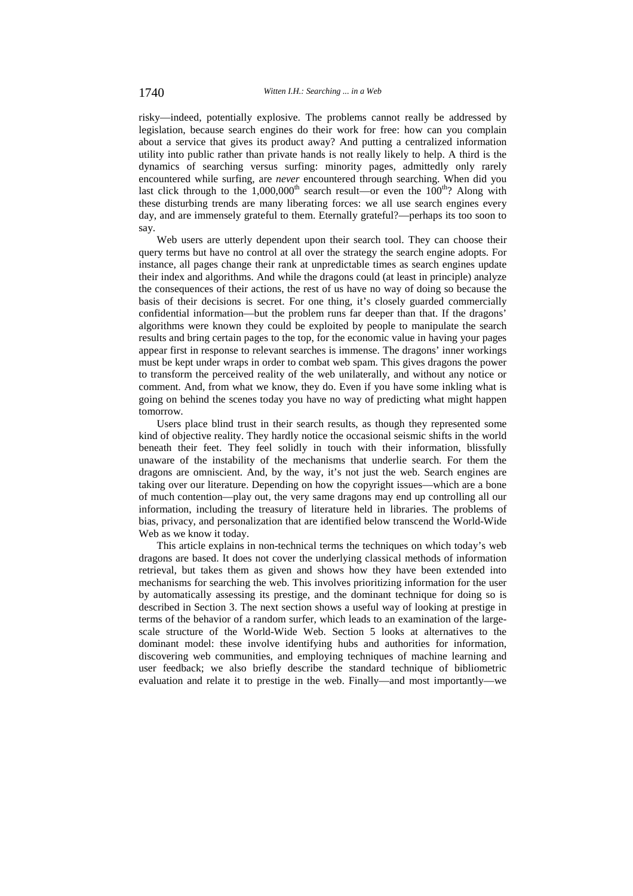risky—indeed, potentially explosive. The problems cannot really be addressed by legislation, because search engines do their work for free: how can you complain about a service that gives its product away? And putting a centralized information utility into public rather than private hands is not really likely to help. A third is the dynamics of searching versus surfing: minority pages, admittedly only rarely encountered while surfing, are *never* encountered through searching. When did you last click through to the $1{,}000{,}000^{th}$ search result—or even the $100^{th}$? Along with these disturbing trends are many liberating forces: we all use search engines every day, and are immensely grateful to them. Eternally grateful?—perhaps its too soon to say.

Web users are utterly dependent upon their search tool. They can choose their query terms but have no control at all over the strategy the search engine adopts. For instance, all pages change their rank at unpredictable times as search engines update their index and algorithms. And while the dragons could (at least in principle) analyze the consequences of their actions, the rest of us have no way of doing so because the basis of their decisions is secret. For one thing, it's closely guarded commercially confidential information—but the problem runs far deeper than that. If the dragons' algorithms were known they could be exploited by people to manipulate the search results and bring certain pages to the top, for the economic value in having your pages appear first in response to relevant searches is immense. The dragons' inner workings must be kept under wraps in order to combat web spam. This gives dragons the power to transform the perceived reality of the web unilaterally, and without any notice or comment. And, from what we know, they do. Even if you have some inkling what is going on behind the scenes today you have no way of predicting what might happen tomorrow.

Users place blind trust in their search results, as though they represented some kind of objective reality. They hardly notice the occasional seismic shifts in the world beneath their feet. They feel solidly in touch with their information, blissfully unaware of the instability of the mechanisms that underlie search. For them the dragons are omniscient. And, by the way, it's not just the web. Search engines are taking over our literature. Depending on how the copyright issues—which are a bone of much contention—play out, the very same dragons may end up controlling all our information, including the treasury of literature held in libraries. The problems of bias, privacy, and personalization that are identified below transcend the World-Wide Web as we know it today.

This article explains in non-technical terms the techniques on which today's web dragons are based. It does not cover the underlying classical methods of information retrieval, but takes them as given and shows how they have been extended into mechanisms for searching the web. This involves prioritizing information for the user by automatically assessing its prestige, and the dominant technique for doing so is described in Section 3. The next section shows a useful way of looking at prestige in terms of the behavior of a random surfer, which leads to an examination of the large-scale structure of the World-Wide Web. Section 5 looks at alternatives to the dominant model: these involve identifying hubs and authorities for information, discovering web communities, and employing techniques of machine learning and user feedback; we also briefly describe the standard technique of bibliometric evaluation and relate it to prestige in the web. Finally—and most importantly—we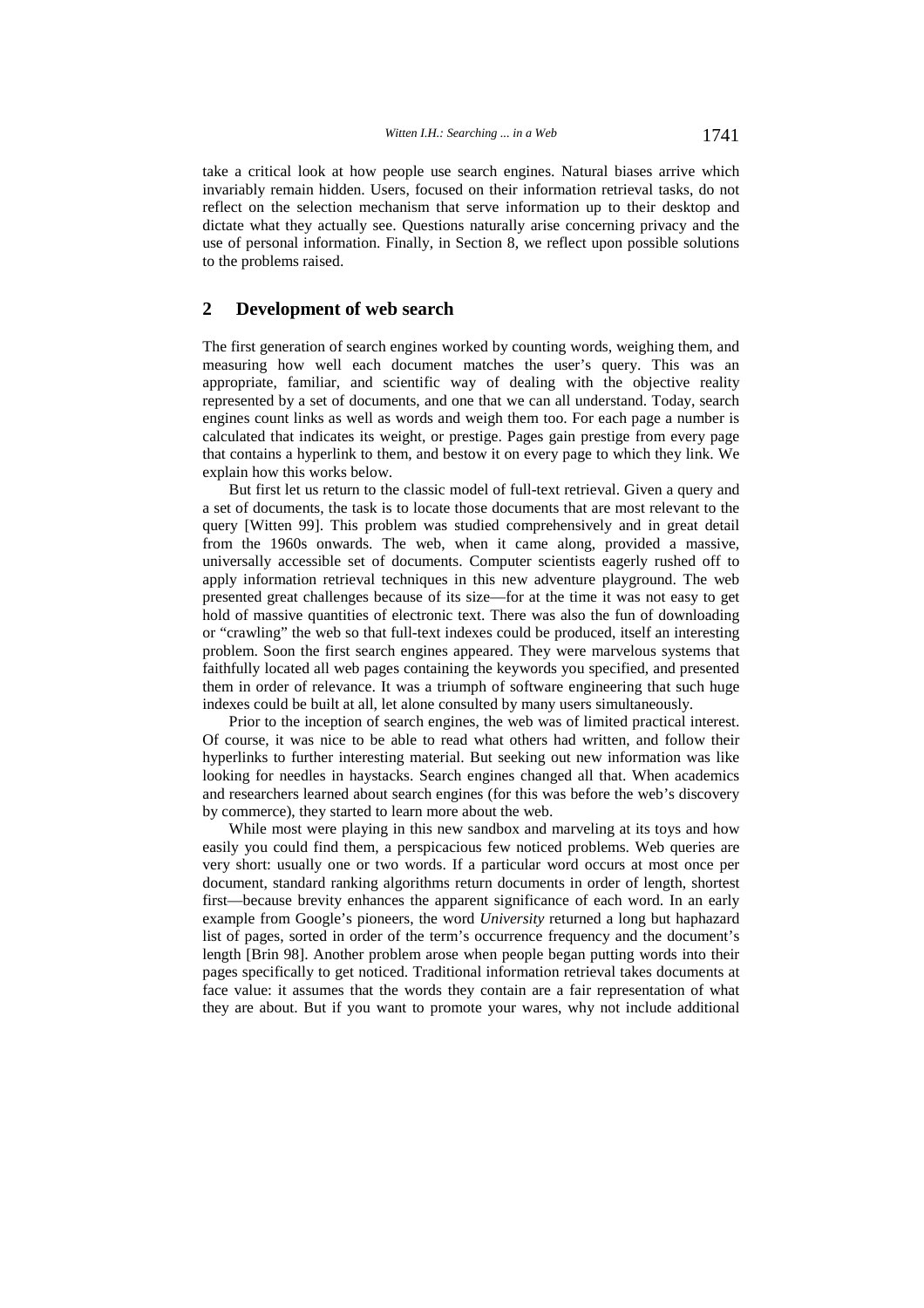take a critical look at how people use search engines. Natural biases arrive which invariably remain hidden. Users, focused on their information retrieval tasks, do not reflect on the selection mechanism that serve information up to their desktop and dictate what they actually see. Questions naturally arise concerning privacy and the use of personal information. Finally, in Section 8, we reflect upon possible solutions to the problems raised.

## 2 Development of web search

The first generation of search engines worked by counting words, weighing them, and measuring how well each document matches the user's query. This was an appropriate, familiar, and scientific way of dealing with the objective reality represented by a set of documents, and one that we can all understand. Today, search engines count links as well as words and weigh them too. For each page a number is calculated that indicates its weight, or prestige. Pages gain prestige from every page that contains a hyperlink to them, and bestow it on every page to which they link. We explain how this works below.

But first let us return to the classic model of full-text retrieval. Given a query and a set of documents, the task is to locate those documents that are most relevant to the query [Witten 99]. This problem was studied comprehensively and in great detail from the 1960s onwards. The web, when it came along, provided a massive, universally accessible set of documents. Computer scientists eagerly rushed off to apply information retrieval techniques in this new adventure playground. The web presented great challenges because of its size—for at the time it was not easy to get hold of massive quantities of electronic text. There was also the fun of downloading or "crawling" the web so that full-text indexes could be produced, itself an interesting problem. Soon the first search engines appeared. They were marvelous systems that faithfully located all web pages containing the keywords you specified, and presented them in order of relevance. It was a triumph of software engineering that such huge indexes could be built at all, let alone consulted by many users simultaneously.

Prior to the inception of search engines, the web was of limited practical interest. Of course, it was nice to be able to read what others had written, and follow their hyperlinks to further interesting material. But seeking out new information was like looking for needles in haystacks. Search engines changed all that. When academics and researchers learned about search engines (for this was before the web's discovery by commerce), they started to learn more about the web.

While most were playing in this new sandbox and marveling at its toys and how easily you could find them, a perspicacious few noticed problems. Web queries are very short: usually one or two words. If a particular word occurs at most once per document, standard ranking algorithms return documents in order of length, shortest first—because brevity enhances the apparent significance of each word. In an early example from Google's pioneers, the word *University* returned a long but haphazard list of pages, sorted in order of the term's occurrence frequency and the document's length [Brin 98]. Another problem arose when people began putting words into their pages specifically to get noticed. Traditional information retrieval takes documents at face value: it assumes that the words they contain are a fair representation of what they are about. But if you want to promote your wares, why not include additional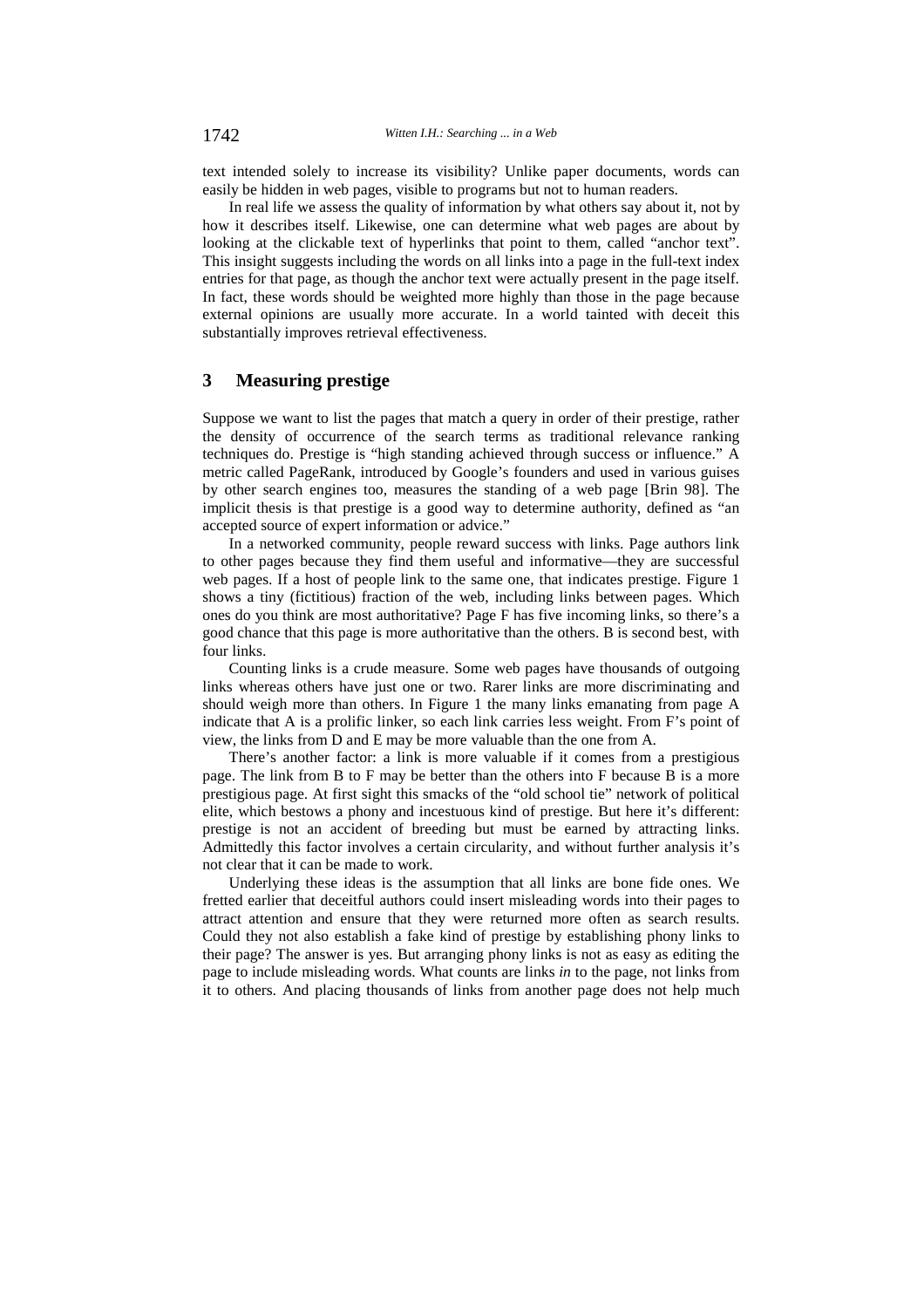text intended solely to increase its visibility? Unlike paper documents, words can easily be hidden in web pages, visible to programs but not to human readers.

In real life we assess the quality of information by what others say about it, not by how it describes itself. Likewise, one can determine what web pages are about by looking at the clickable text of hyperlinks that point to them, called "anchor text". This insight suggests including the words on all links into a page in the full-text index entries for that page, as though the anchor text were actually present in the page itself. In fact, these words should be weighted more highly than those in the page because external opinions are usually more accurate. In a world tainted with deceit this substantially improves retrieval effectiveness.

## 3 Measuring prestige

Suppose we want to list the pages that match a query in order of their prestige, rather the density of occurrence of the search terms as traditional relevance ranking techniques do. Prestige is "high standing achieved through success or influence." A metric called PageRank, introduced by Google's founders and used in various guises by other search engines too, measures the standing of a web page [Brin 98]. The implicit thesis is that prestige is a good way to determine authority, defined as "an accepted source of expert information or advice."

In a networked community, people reward success with links. Page authors link to other pages because they find them useful and informative—they are successful web pages. If a host of people link to the same one, that indicates prestige. Figure 1 shows a tiny (fictitious) fraction of the web, including links between pages. Which ones do you think are most authoritative? Page F has five incoming links, so there's a good chance that this page is more authoritative than the others. B is second best, with four links.

Counting links is a crude measure. Some web pages have thousands of outgoing links whereas others have just one or two. Rarer links are more discriminating and should weigh more than others. In Figure 1 the many links emanating from page A indicate that A is a prolific linker, so each link carries less weight. From F's point of view, the links from D and E may be more valuable than the one from A.

There's another factor: a link is more valuable if it comes from a prestigious page. The link from B to F may be better than the others into F because B is a more prestigious page. At first sight this smacks of the "old school tie" network of political elite, which bestows a phony and incestuous kind of prestige. But here it's different: prestige is not an accident of breeding but must be earned by attracting links. Admittedly this factor involves a certain circularity, and without further analysis it's not clear that it can be made to work.

Underlying these ideas is the assumption that all links are bone fide ones. We fretted earlier that deceitful authors could insert misleading words into their pages to attract attention and ensure that they were returned more often as search results. Could they not also establish a fake kind of prestige by establishing phony links to their page? The answer is yes. But arranging phony links is not as easy as editing the page to include misleading words. What counts are links *in* to the page, not links from it to others. And placing thousands of links from another page does not help much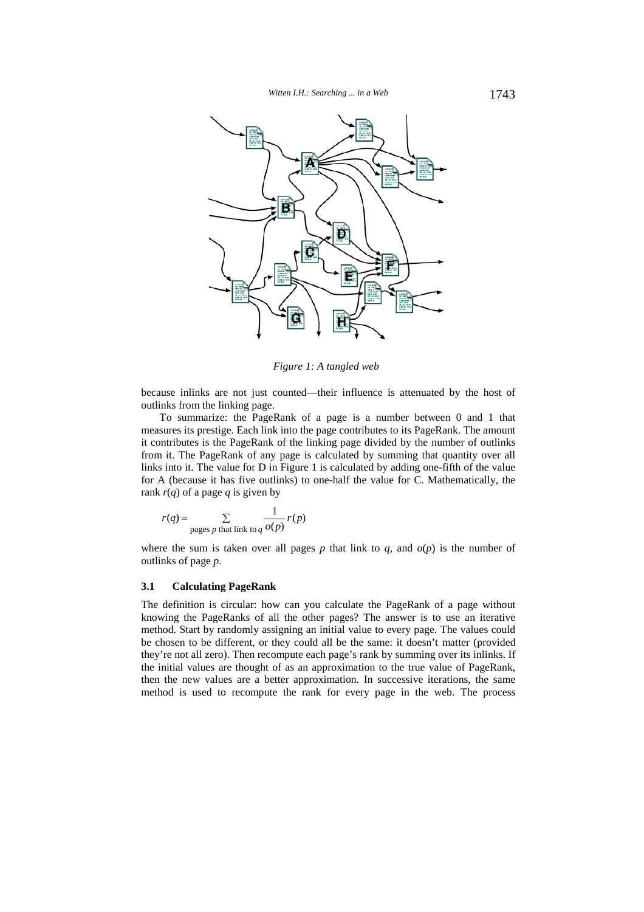A

B

D

C

F

E

G

H

*Figure 1: A tangled web*

because inlinks are not just counted—their influence is attenuated by the host of outlinks from the linking page.

To summarize: the PageRank of a page is a number between 0 and 1 that measures its prestige. Each link into the page contributes to its PageRank. The amount it contributes is the PageRank of the linking page divided by the number of outlinks from it. The PageRank of any page is calculated by summing that quantity over all links into it. The value for D in Figure 1 is calculated by adding one-fifth of the value for A (because it has five outlinks) to one-half the value for C. Mathematically, the rank $r(q)$ of a page $q$ is given by

$$r(q) = \sum_{\text{pages } p \text{ that link to } q} \frac{1}{o(p)} r(p)$$

where the sum is taken over all pages $p$ that link to $q$, and $o(p)$ is the number of outlinks of page $p$.

### 3.1 Calculating PageRank

The definition is circular: how can you calculate the PageRank of a page without knowing the PageRanks of all the other pages? The answer is to use an iterative method. Start by randomly assigning an initial value to every page. The values could be chosen to be different, or they could all be the same: it doesn't matter (provided they're not all zero). Then recompute each page's rank by summing over its inlinks. If the initial values are thought of as an approximation to the true value of PageRank, then the new values are a better approximation. In successive iterations, the same method is used to recompute the rank for every page in the web. The process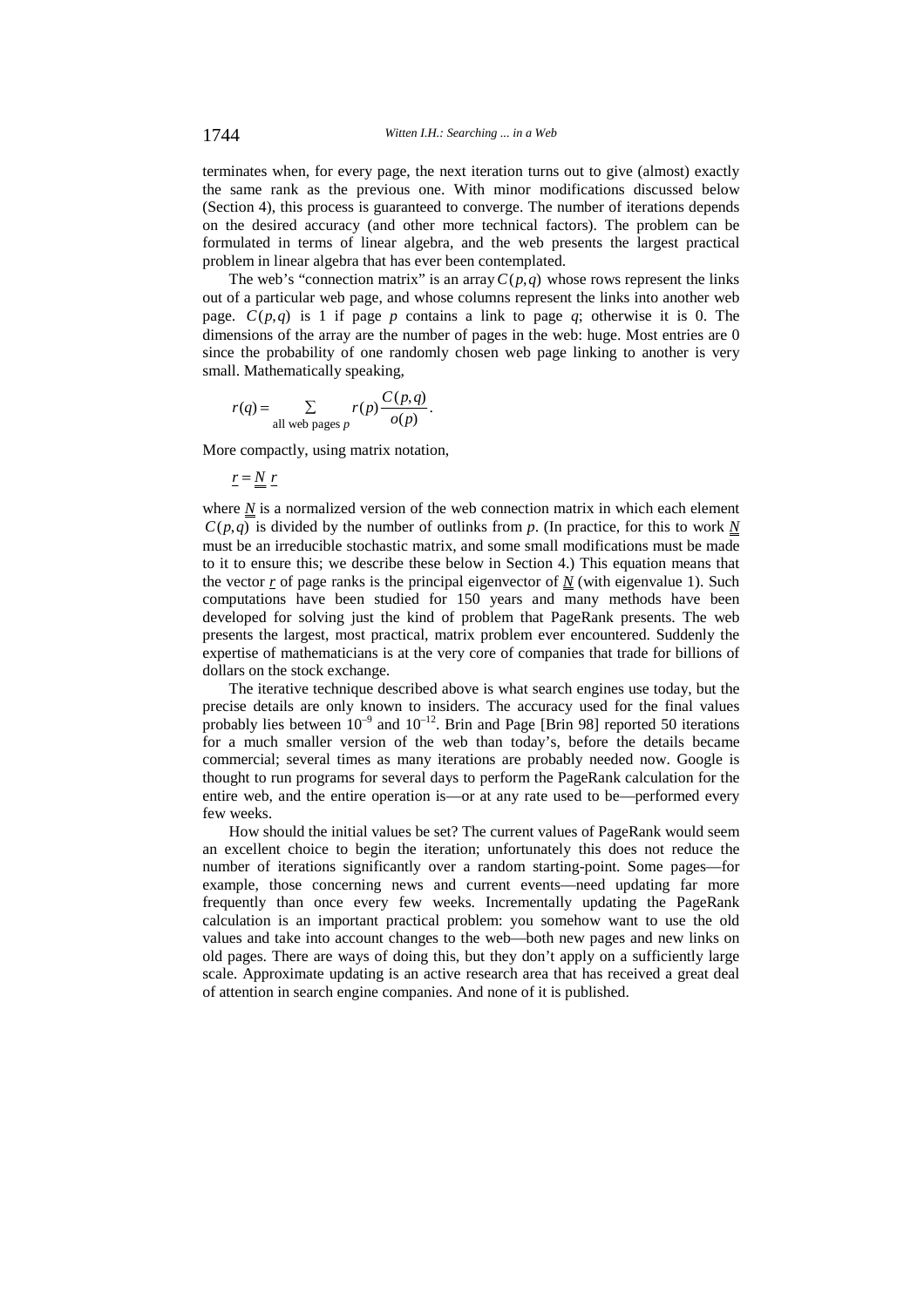terminates when, for every page, the next iteration turns out to give (almost) exactly the same rank as the previous one. With minor modifications discussed below (Section 4), this process is guaranteed to converge. The number of iterations depends on the desired accuracy (and other more technical factors). The problem can be formulated in terms of linear algebra, and the web presents the largest practical problem in linear algebra that has ever been contemplated.

The web's "connection matrix" is an array $C(p,q)$ whose rows represent the links out of a particular web page, and whose columns represent the links into another web page. $C(p,q)$ is 1 if page $p$ contains a link to page $q$; otherwise it is 0. The dimensions of the array are the number of pages in the web: huge. Most entries are 0 since the probability of one randomly chosen web page linking to another is very small. Mathematically speaking,

$$r(q) = \sum_{\text{all web pages } p} r(p)\frac{C(p,q)}{o(p)}.$$

More compactly, using matrix notation,

$$\underline{r} = \underline{\underline{N}}\,\underline{r}$$

where $\underline{\underline{N}}$ is a normalized version of the web connection matrix in which each element $C(p,q)$ is divided by the number of outlinks from $p$. (In practice, for this to work $\underline{\underline{N}}$ must be an irreducible stochastic matrix, and some small modifications must be made to it to ensure this; we describe these below in Section 4.) This equation means that the vector $\underline{r}$ of page ranks is the principal eigenvector of $\underline{\underline{N}}$ (with eigenvalue 1). Such computations have been studied for 150 years and many methods have been developed for solving just the kind of problem that PageRank presents. The web presents the largest, most practical, matrix problem ever encountered. Suddenly the expertise of mathematicians is at the very core of companies that trade for billions of dollars on the stock exchange.

The iterative technique described above is what search engines use today, but the precise details are only known to insiders. The accuracy used for the final values probably lies between $10^{-9}$ and $10^{-12}$. Brin and Page [Brin 98] reported 50 iterations for a much smaller version of the web than today's, before the details became commercial; several times as many iterations are probably needed now. Google is thought to run programs for several days to perform the PageRank calculation for the entire web, and the entire operation is—or at any rate used to be—performed every few weeks.

How should the initial values be set? The current values of PageRank would seem an excellent choice to begin the iteration; unfortunately this does not reduce the number of iterations significantly over a random starting-point. Some pages—for example, those concerning news and current events—need updating far more frequently than once every few weeks. Incrementally updating the PageRank calculation is an important practical problem: you somehow want to use the old values and take into account changes to the web—both new pages and new links on old pages. There are ways of doing this, but they don't apply on a sufficiently large scale. Approximate updating is an active research area that has received a great deal of attention in search engine companies. And none of it is published.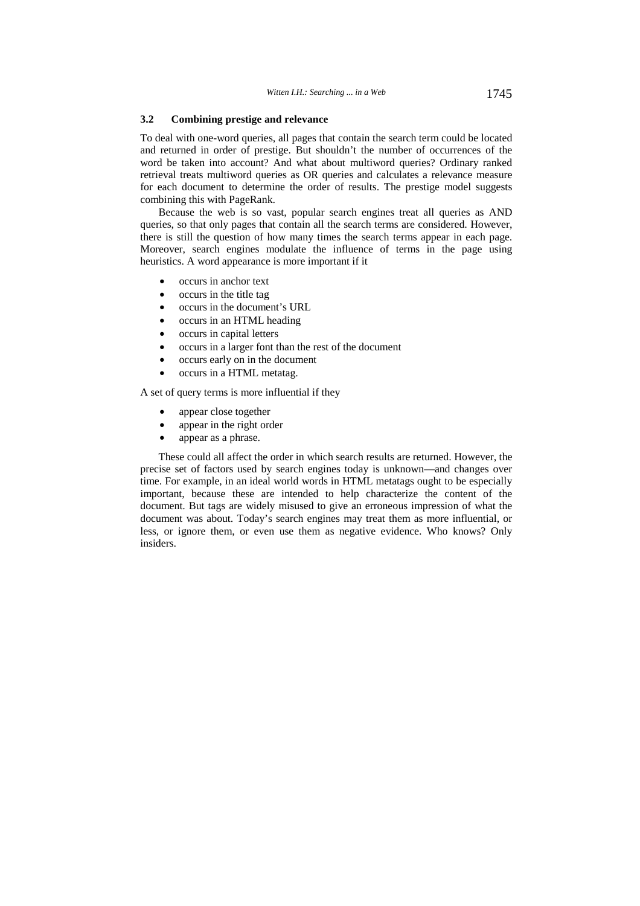### 3.2 Combining prestige and relevance

To deal with one-word queries, all pages that contain the search term could be located and returned in order of prestige. But shouldn't the number of occurrences of the word be taken into account? And what about multiword queries? Ordinary ranked retrieval treats multiword queries as OR queries and calculates a relevance measure for each document to determine the order of results. The prestige model suggests combining this with PageRank.

Because the web is so vast, popular search engines treat all queries as AND queries, so that only pages that contain all the search terms are considered. However, there is still the question of how many times the search terms appear in each page. Moreover, search engines modulate the influence of terms in the page using heuristics. A word appearance is more important if it

- occurs in anchor text
- occurs in the title tag
- occurs in the document's URL
- occurs in an HTML heading
- occurs in capital letters
- occurs in a larger font than the rest of the document
- occurs early on in the document
- occurs in a HTML metatag.

A set of query terms is more influential if they

- appear close together
- appear in the right order
- appear as a phrase.

These could all affect the order in which search results are returned. However, the precise set of factors used by search engines today is unknown—and changes over time. For example, in an ideal world words in HTML metatags ought to be especially important, because these are intended to help characterize the content of the document. But tags are widely misused to give an erroneous impression of what the document was about. Today's search engines may treat them as more influential, or less, or ignore them, or even use them as negative evidence. Who knows? Only insiders.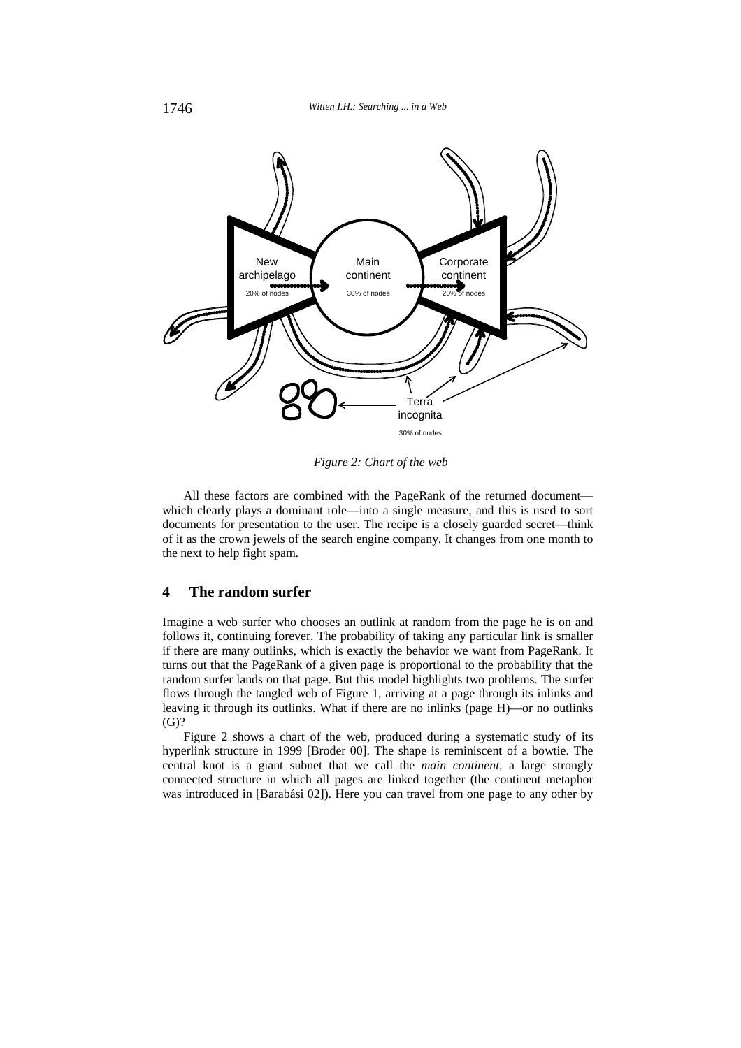Figure 2: Chart of the web

All these factors are combined with the PageRank of the returned document—which clearly plays a dominant role—into a single measure, and this is used to sort documents for presentation to the user. The recipe is a closely guarded secret—think of it as the crown jewels of the search engine company. It changes from one month to the next to help fight spam.

## 4 The random surfer

Imagine a web surfer who chooses an outlink at random from the page he is on and follows it, continuing forever. The probability of taking any particular link is smaller if there are many outlinks, which is exactly the behavior we want from PageRank. It turns out that the PageRank of a given page is proportional to the probability that the random surfer lands on that page. But this model highlights two problems. The surfer flows through the tangled web of Figure 1, arriving at a page through its inlinks and leaving it through its outlinks. What if there are no inlinks (page H)—or no outlinks (G)?

Figure 2 shows a chart of the web, produced during a systematic study of its hyperlink structure in 1999 [Broder 00]. The shape is reminiscent of a bowtie. The central knot is a giant subnet that we call the *main continent*, a large strongly connected structure in which all pages are linked together (the continent metaphor was introduced in [Barabási 02]). Here you can travel from one page to any other by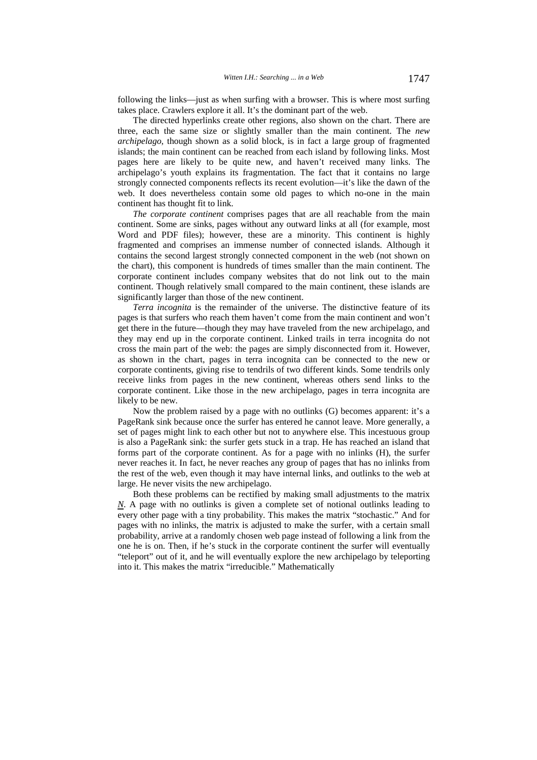following the links—just as when surfing with a browser. This is where most surfing takes place. Crawlers explore it all. It's the dominant part of the web.

The directed hyperlinks create other regions, also shown on the chart. There are three, each the same size or slightly smaller than the main continent. The *new archipelago*, though shown as a solid block, is in fact a large group of fragmented islands; the main continent can be reached from each island by following links. Most pages here are likely to be quite new, and haven't received many links. The archipelago's youth explains its fragmentation. The fact that it contains no large strongly connected components reflects its recent evolution—it's like the dawn of the web. It does nevertheless contain some old pages to which no-one in the main continent has thought fit to link.

*The corporate continent* comprises pages that are all reachable from the main continent. Some are sinks, pages without any outward links at all (for example, most Word and PDF files); however, these are a minority. This continent is highly fragmented and comprises an immense number of connected islands. Although it contains the second largest strongly connected component in the web (not shown on the chart), this component is hundreds of times smaller than the main continent. The corporate continent includes company websites that do not link out to the main continent. Though relatively small compared to the main continent, these islands are significantly larger than those of the new continent.

*Terra incognita* is the remainder of the universe. The distinctive feature of its pages is that surfers who reach them haven't come from the main continent and won't get there in the future—though they may have traveled from the new archipelago, and they may end up in the corporate continent. Linked trails in terra incognita do not cross the main part of the web: the pages are simply disconnected from it. However, as shown in the chart, pages in terra incognita can be connected to the new or corporate continents, giving rise to tendrils of two different kinds. Some tendrils only receive links from pages in the new continent, whereas others send links to the corporate continent. Like those in the new archipelago, pages in terra incognita are likely to be new.

Now the problem raised by a page with no outlinks (G) becomes apparent: it's a PageRank sink because once the surfer has entered he cannot leave. More generally, a set of pages might link to each other but not to anywhere else. This incestuous group is also a PageRank sink: the surfer gets stuck in a trap. He has reached an island that forms part of the corporate continent. As for a page with no inlinks (H), the surfer never reaches it. In fact, he never reaches any group of pages that has no inlinks from the rest of the web, even though it may have internal links, and outlinks to the web at large. He never visits the new archipelago.

Both these problems can be rectified by making small adjustments to the matrix $\underline{\underline{N}}$. A page with no outlinks is given a complete set of notional outlinks leading to every other page with a tiny probability. This makes the matrix "stochastic." And for pages with no inlinks, the matrix is adjusted to make the surfer, with a certain small probability, arrive at a randomly chosen web page instead of following a link from the one he is on. Then, if he's stuck in the corporate continent the surfer will eventually "teleport" out of it, and he will eventually explore the new archipelago by teleporting into it. This makes the matrix "irreducible." Mathematically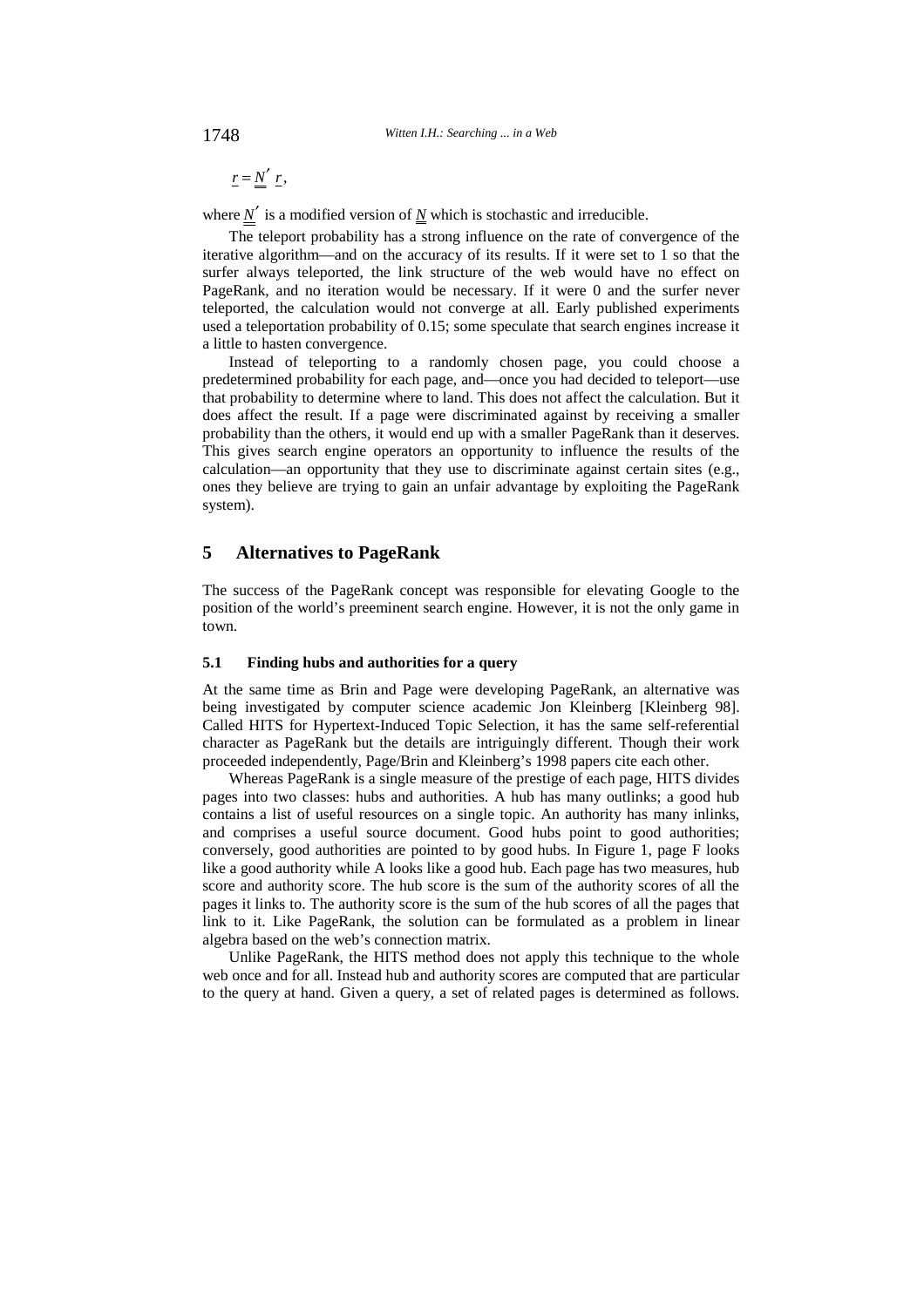$$\underline{r} = \underline{\underline{N}}' \ \underline{r},$$

where $\underline{\underline{N}}'$ is a modified version of $\underline{\underline{N}}$ which is stochastic and irreducible.

The teleport probability has a strong influence on the rate of convergence of the iterative algorithm—and on the accuracy of its results. If it were set to 1 so that the surfer always teleported, the link structure of the web would have no effect on PageRank, and no iteration would be necessary. If it were 0 and the surfer never teleported, the calculation would not converge at all. Early published experiments used a teleportation probability of 0.15; some speculate that search engines increase it a little to hasten convergence.

Instead of teleporting to a randomly chosen page, you could choose a predetermined probability for each page, and—once you had decided to teleport—use that probability to determine where to land. This does not affect the calculation. But it does affect the result. If a page were discriminated against by receiving a smaller probability than the others, it would end up with a smaller PageRank than it deserves. This gives search engine operators an opportunity to influence the results of the calculation—an opportunity that they use to discriminate against certain sites (e.g., ones they believe are trying to gain an unfair advantage by exploiting the PageRank system).

## 5 Alternatives to PageRank

The success of the PageRank concept was responsible for elevating Google to the position of the world's preeminent search engine. However, it is not the only game in town.

### 5.1 Finding hubs and authorities for a query

At the same time as Brin and Page were developing PageRank, an alternative was being investigated by computer science academic Jon Kleinberg [Kleinberg 98]. Called HITS for Hypertext-Induced Topic Selection, it has the same self-referential character as PageRank but the details are intriguingly different. Though their work proceeded independently, Page/Brin and Kleinberg's 1998 papers cite each other.

Whereas PageRank is a single measure of the prestige of each page, HITS divides pages into two classes: hubs and authorities. A hub has many outlinks; a good hub contains a list of useful resources on a single topic. An authority has many inlinks, and comprises a useful source document. Good hubs point to good authorities; conversely, good authorities are pointed to by good hubs. In Figure 1, page F looks like a good authority while A looks like a good hub. Each page has two measures, hub score and authority score. The hub score is the sum of the authority scores of all the pages it links to. The authority score is the sum of the hub scores of all the pages that link to it. Like PageRank, the solution can be formulated as a problem in linear algebra based on the web's connection matrix.

Unlike PageRank, the HITS method does not apply this technique to the whole web once and for all. Instead hub and authority scores are computed that are particular to the query at hand. Given a query, a set of related pages is determined as follows.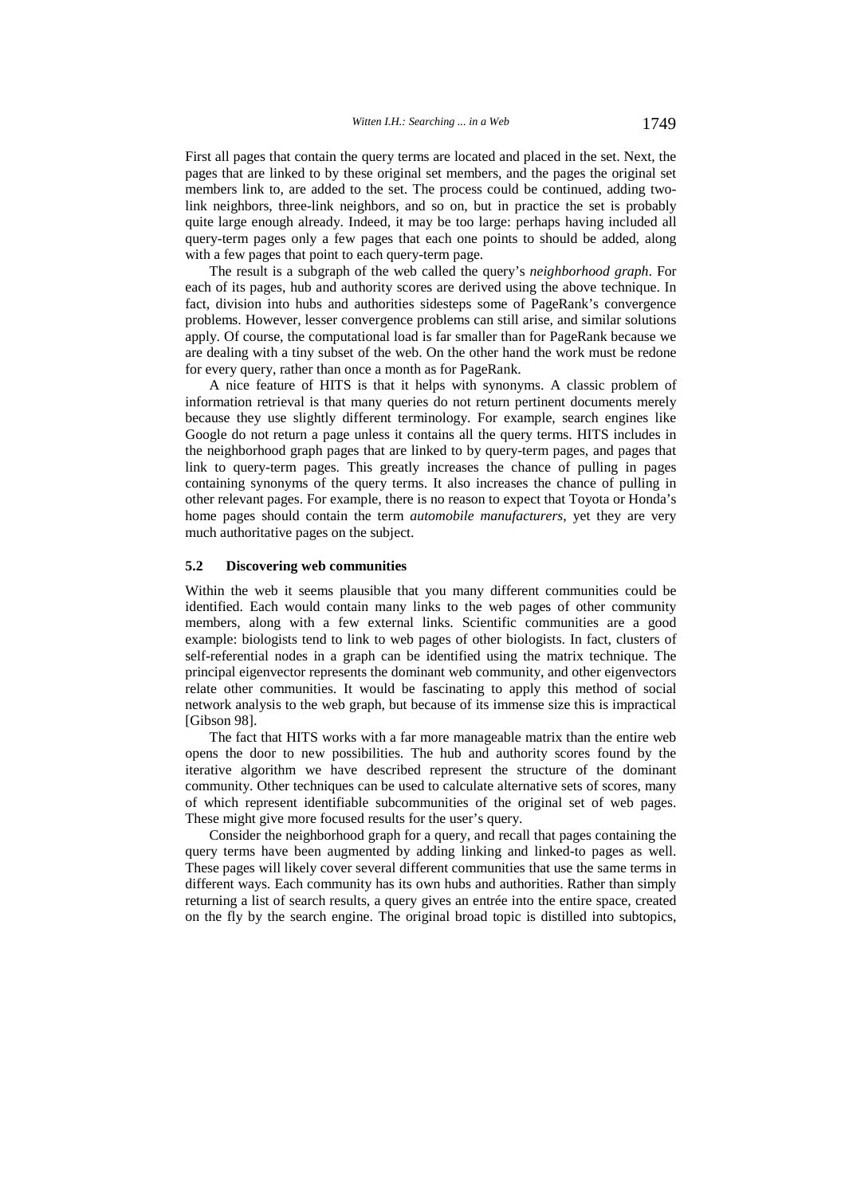First all pages that contain the query terms are located and placed in the set. Next, the pages that are linked to by these original set members, and the pages the original set members link to, are added to the set. The process could be continued, adding two-link neighbors, three-link neighbors, and so on, but in practice the set is probably quite large enough already. Indeed, it may be too large: perhaps having included all query-term pages only a few pages that each one points to should be added, along with a few pages that point to each query-term page.

The result is a subgraph of the web called the query's *neighborhood graph*. For each of its pages, hub and authority scores are derived using the above technique. In fact, division into hubs and authorities sidesteps some of PageRank's convergence problems. However, lesser convergence problems can still arise, and similar solutions apply. Of course, the computational load is far smaller than for PageRank because we are dealing with a tiny subset of the web. On the other hand the work must be redone for every query, rather than once a month as for PageRank.

A nice feature of HITS is that it helps with synonyms. A classic problem of information retrieval is that many queries do not return pertinent documents merely because they use slightly different terminology. For example, search engines like Google do not return a page unless it contains all the query terms. HITS includes in the neighborhood graph pages that are linked to by query-term pages, and pages that link to query-term pages. This greatly increases the chance of pulling in pages containing synonyms of the query terms. It also increases the chance of pulling in other relevant pages. For example, there is no reason to expect that Toyota or Honda's home pages should contain the term *automobile manufacturers*, yet they are very much authoritative pages on the subject.

### 5.2 Discovering web communities

Within the web it seems plausible that you many different communities could be identified. Each would contain many links to the web pages of other community members, along with a few external links. Scientific communities are a good example: biologists tend to link to web pages of other biologists. In fact, clusters of self-referential nodes in a graph can be identified using the matrix technique. The principal eigenvector represents the dominant web community, and other eigenvectors relate other communities. It would be fascinating to apply this method of social network analysis to the web graph, but because of its immense size this is impractical [Gibson 98].

The fact that HITS works with a far more manageable matrix than the entire web opens the door to new possibilities. The hub and authority scores found by the iterative algorithm we have described represent the structure of the dominant community. Other techniques can be used to calculate alternative sets of scores, many of which represent identifiable subcommunities of the original set of web pages. These might give more focused results for the user's query.

Consider the neighborhood graph for a query, and recall that pages containing the query terms have been augmented by adding linking and linked-to pages as well. These pages will likely cover several different communities that use the same terms in different ways. Each community has its own hubs and authorities. Rather than simply returning a list of search results, a query gives an entrée into the entire space, created on the fly by the search engine. The original broad topic is distilled into subtopics,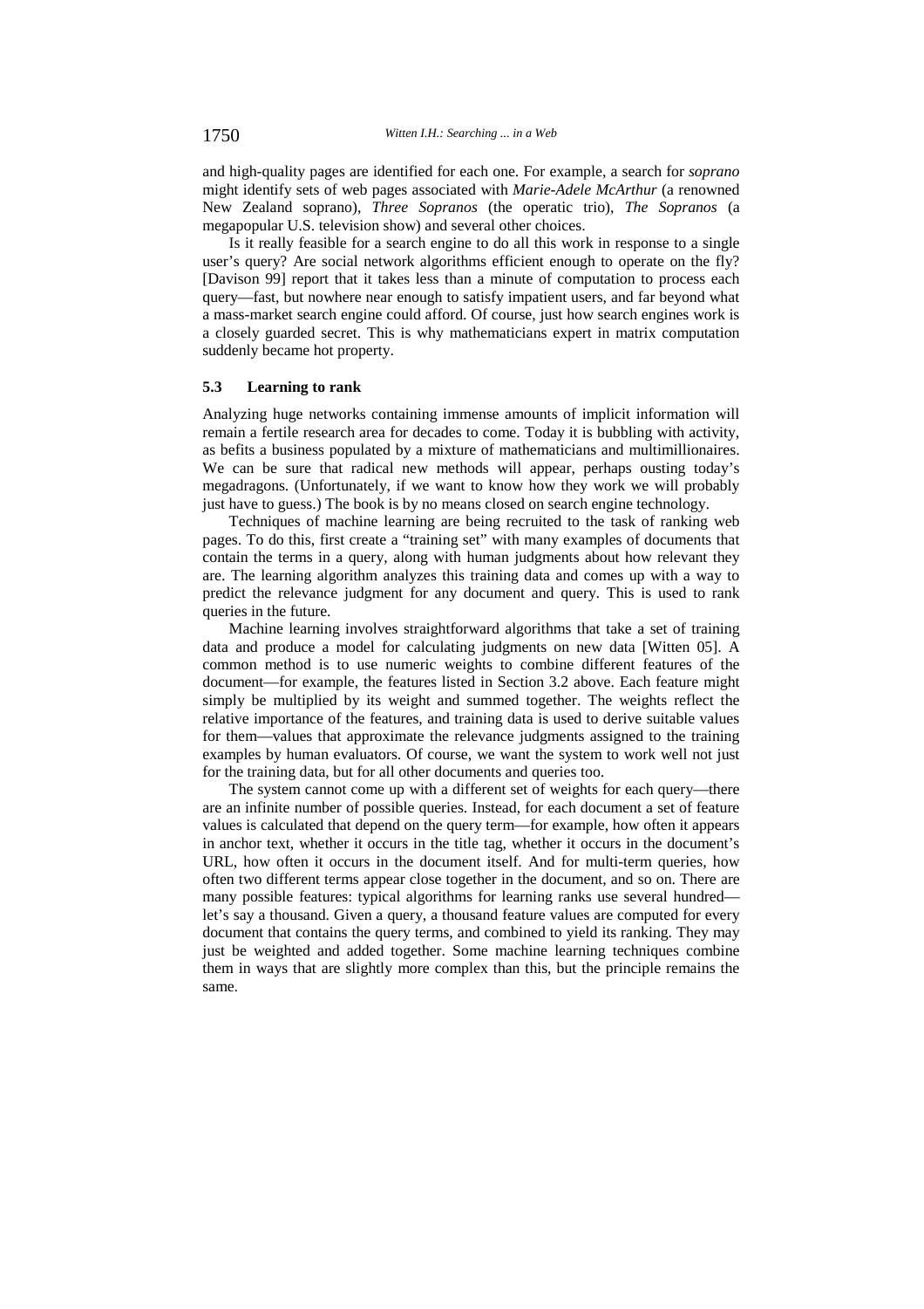and high-quality pages are identified for each one. For example, a search for *soprano* might identify sets of web pages associated with *Marie-Adele McArthur* (a renowned New Zealand soprano), *Three Sopranos* (the operatic trio), *The Sopranos* (a megapopular U.S. television show) and several other choices.

Is it really feasible for a search engine to do all this work in response to a single user's query? Are social network algorithms efficient enough to operate on the fly? [Davison 99] report that it takes less than a minute of computation to process each query—fast, but nowhere near enough to satisfy impatient users, and far beyond what a mass-market search engine could afford. Of course, just how search engines work is a closely guarded secret. This is why mathematicians expert in matrix computation suddenly became hot property.

### 5.3 Learning to rank

Analyzing huge networks containing immense amounts of implicit information will remain a fertile research area for decades to come. Today it is bubbling with activity, as befits a business populated by a mixture of mathematicians and multimillionaires. We can be sure that radical new methods will appear, perhaps ousting today's megadragons. (Unfortunately, if we want to know how they work we will probably just have to guess.) The book is by no means closed on search engine technology.

Techniques of machine learning are being recruited to the task of ranking web pages. To do this, first create a "training set" with many examples of documents that contain the terms in a query, along with human judgments about how relevant they are. The learning algorithm analyzes this training data and comes up with a way to predict the relevance judgment for any document and query. This is used to rank queries in the future.

Machine learning involves straightforward algorithms that take a set of training data and produce a model for calculating judgments on new data [Witten 05]. A common method is to use numeric weights to combine different features of the document—for example, the features listed in Section 3.2 above. Each feature might simply be multiplied by its weight and summed together. The weights reflect the relative importance of the features, and training data is used to derive suitable values for them—values that approximate the relevance judgments assigned to the training examples by human evaluators. Of course, we want the system to work well not just for the training data, but for all other documents and queries too.

The system cannot come up with a different set of weights for each query—there are an infinite number of possible queries. Instead, for each document a set of feature values is calculated that depend on the query term—for example, how often it appears in anchor text, whether it occurs in the title tag, whether it occurs in the document's URL, how often it occurs in the document itself. And for multi-term queries, how often two different terms appear close together in the document, and so on. There are many possible features: typical algorithms for learning ranks use several hundred—let's say a thousand. Given a query, a thousand feature values are computed for every document that contains the query terms, and combined to yield its ranking. They may just be weighted and added together. Some machine learning techniques combine them in ways that are slightly more complex than this, but the principle remains the same.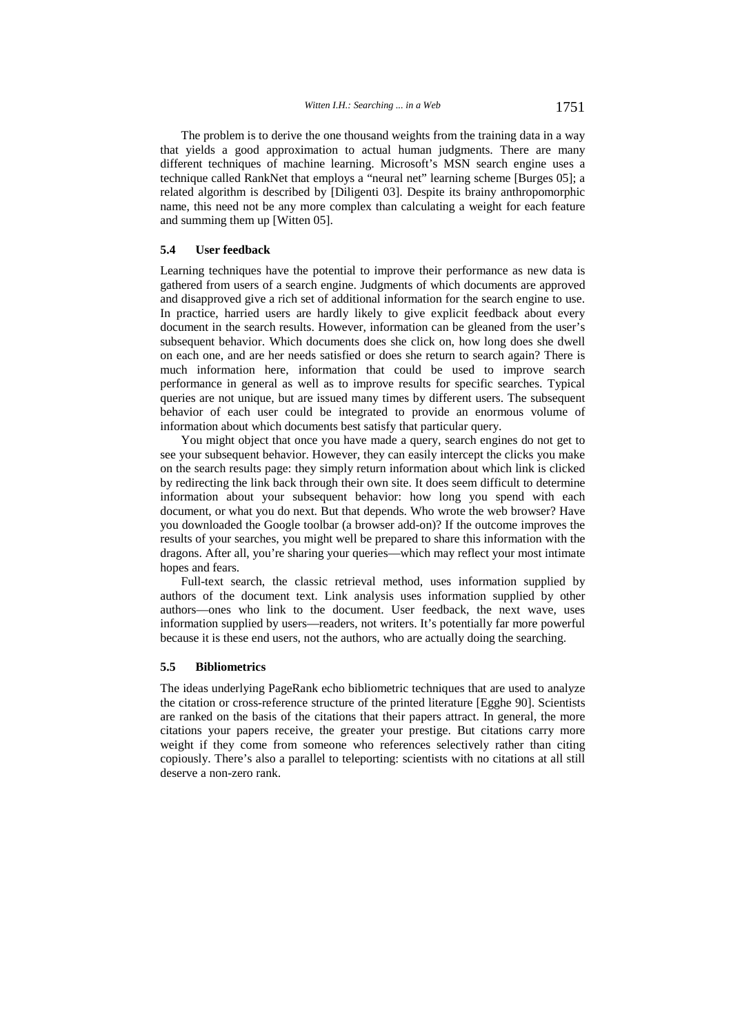The problem is to derive the one thousand weights from the training data in a way that yields a good approximation to actual human judgments. There are many different techniques of machine learning. Microsoft's MSN search engine uses a technique called RankNet that employs a "neural net" learning scheme [Burges 05]; a related algorithm is described by [Diligenti 03]. Despite its brainy anthropomorphic name, this need not be any more complex than calculating a weight for each feature and summing them up [Witten 05].

### 5.4 User feedback

Learning techniques have the potential to improve their performance as new data is gathered from users of a search engine. Judgments of which documents are approved and disapproved give a rich set of additional information for the search engine to use. In practice, harried users are hardly likely to give explicit feedback about every document in the search results. However, information can be gleaned from the user's subsequent behavior. Which documents does she click on, how long does she dwell on each one, and are her needs satisfied or does she return to search again? There is much information here, information that could be used to improve search performance in general as well as to improve results for specific searches. Typical queries are not unique, but are issued many times by different users. The subsequent behavior of each user could be integrated to provide an enormous volume of information about which documents best satisfy that particular query.

You might object that once you have made a query, search engines do not get to see your subsequent behavior. However, they can easily intercept the clicks you make on the search results page: they simply return information about which link is clicked by redirecting the link back through their own site. It does seem difficult to determine information about your subsequent behavior: how long you spend with each document, or what you do next. But that depends. Who wrote the web browser? Have you downloaded the Google toolbar (a browser add-on)? If the outcome improves the results of your searches, you might well be prepared to share this information with the dragons. After all, you're sharing your queries—which may reflect your most intimate hopes and fears.

Full-text search, the classic retrieval method, uses information supplied by authors of the document text. Link analysis uses information supplied by other authors—ones who link to the document. User feedback, the next wave, uses information supplied by users—readers, not writers. It's potentially far more powerful because it is these end users, not the authors, who are actually doing the searching.

### 5.5 Bibliometrics

The ideas underlying PageRank echo bibliometric techniques that are used to analyze the citation or cross-reference structure of the printed literature [Egghe 90]. Scientists are ranked on the basis of the citations that their papers attract. In general, the more citations your papers receive, the greater your prestige. But citations carry more weight if they come from someone who references selectively rather than citing copiously. There's also a parallel to teleporting: scientists with no citations at all still deserve a non-zero rank.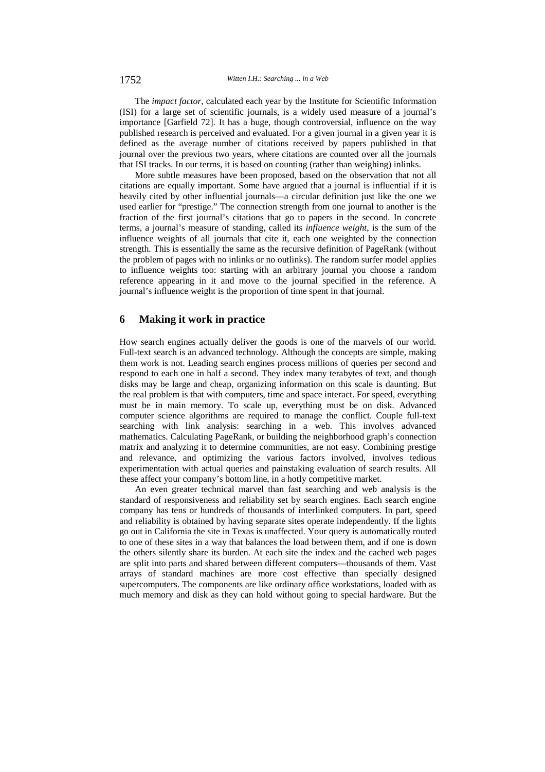The *impact factor*, calculated each year by the Institute for Scientific Information (ISI) for a large set of scientific journals, is a widely used measure of a journal's importance [Garfield 72]. It has a huge, though controversial, influence on the way published research is perceived and evaluated. For a given journal in a given year it is defined as the average number of citations received by papers published in that journal over the previous two years, where citations are counted over all the journals that ISI tracks. In our terms, it is based on counting (rather than weighing) inlinks.

More subtle measures have been proposed, based on the observation that not all citations are equally important. Some have argued that a journal is influential if it is heavily cited by other influential journals—a circular definition just like the one we used earlier for "prestige." The connection strength from one journal to another is the fraction of the first journal's citations that go to papers in the second. In concrete terms, a journal's measure of standing, called its *influence weight*, is the sum of the influence weights of all journals that cite it, each one weighted by the connection strength. This is essentially the same as the recursive definition of PageRank (without the problem of pages with no inlinks or no outlinks). The random surfer model applies to influence weights too: starting with an arbitrary journal you choose a random reference appearing in it and move to the journal specified in the reference. A journal's influence weight is the proportion of time spent in that journal.

## 6 Making it work in practice

How search engines actually deliver the goods is one of the marvels of our world. Full-text search is an advanced technology. Although the concepts are simple, making them work is not. Leading search engines process millions of queries per second and respond to each one in half a second. They index many terabytes of text, and though disks may be large and cheap, organizing information on this scale is daunting. But the real problem is that with computers, time and space interact. For speed, everything must be in main memory. To scale up, everything must be on disk. Advanced computer science algorithms are required to manage the conflict. Couple full-text searching with link analysis: searching in a web. This involves advanced mathematics. Calculating PageRank, or building the neighborhood graph's connection matrix and analyzing it to determine communities, are not easy. Combining prestige and relevance, and optimizing the various factors involved, involves tedious experimentation with actual queries and painstaking evaluation of search results. All these affect your company's bottom line, in a hotly competitive market.

An even greater technical marvel than fast searching and web analysis is the standard of responsiveness and reliability set by search engines. Each search engine company has tens or hundreds of thousands of interlinked computers. In part, speed and reliability is obtained by having separate sites operate independently. If the lights go out in California the site in Texas is unaffected. Your query is automatically routed to one of these sites in a way that balances the load between them, and if one is down the others silently share its burden. At each site the index and the cached web pages are split into parts and shared between different computers—thousands of them. Vast arrays of standard machines are more cost effective than specially designed supercomputers. The components are like ordinary office workstations, loaded with as much memory and disk as they can hold without going to special hardware. But the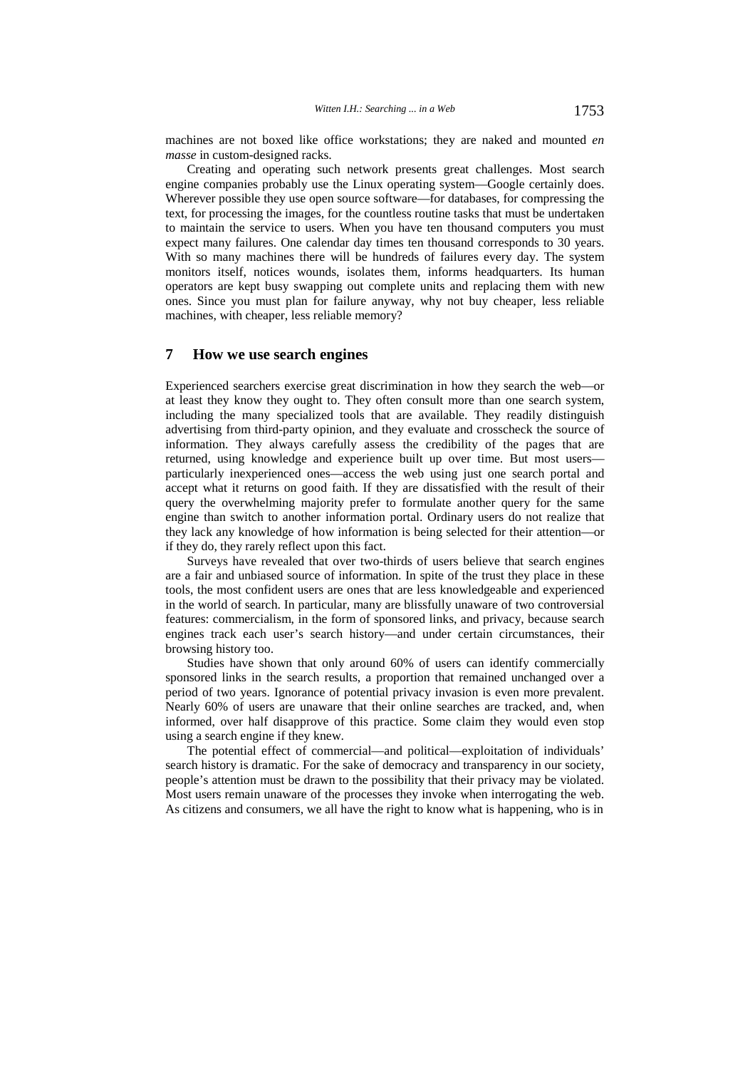machines are not boxed like office workstations; they are naked and mounted *en masse* in custom-designed racks.

Creating and operating such network presents great challenges. Most search engine companies probably use the Linux operating system—Google certainly does. Wherever possible they use open source software—for databases, for compressing the text, for processing the images, for the countless routine tasks that must be undertaken to maintain the service to users. When you have ten thousand computers you must expect many failures. One calendar day times ten thousand corresponds to 30 years. With so many machines there will be hundreds of failures every day. The system monitors itself, notices wounds, isolates them, informs headquarters. Its human operators are kept busy swapping out complete units and replacing them with new ones. Since you must plan for failure anyway, why not buy cheaper, less reliable machines, with cheaper, less reliable memory?

## 7 How we use search engines

Experienced searchers exercise great discrimination in how they search the web—or at least they know they ought to. They often consult more than one search system, including the many specialized tools that are available. They readily distinguish advertising from third-party opinion, and they evaluate and crosscheck the source of information. They always carefully assess the credibility of the pages that are returned, using knowledge and experience built up over time. But most users—particularly inexperienced ones—access the web using just one search portal and accept what it returns on good faith. If they are dissatisfied with the result of their query the overwhelming majority prefer to formulate another query for the same engine than switch to another information portal. Ordinary users do not realize that they lack any knowledge of how information is being selected for their attention—or if they do, they rarely reflect upon this fact.

Surveys have revealed that over two-thirds of users believe that search engines are a fair and unbiased source of information. In spite of the trust they place in these tools, the most confident users are ones that are less knowledgeable and experienced in the world of search. In particular, many are blissfully unaware of two controversial features: commercialism, in the form of sponsored links, and privacy, because search engines track each user's search history—and under certain circumstances, their browsing history too.

Studies have shown that only around 60% of users can identify commercially sponsored links in the search results, a proportion that remained unchanged over a period of two years. Ignorance of potential privacy invasion is even more prevalent. Nearly 60% of users are unaware that their online searches are tracked, and, when informed, over half disapprove of this practice. Some claim they would even stop using a search engine if they knew.

The potential effect of commercial—and political—exploitation of individuals' search history is dramatic. For the sake of democracy and transparency in our society, people's attention must be drawn to the possibility that their privacy may be violated. Most users remain unaware of the processes they invoke when interrogating the web. As citizens and consumers, we all have the right to know what is happening, who is in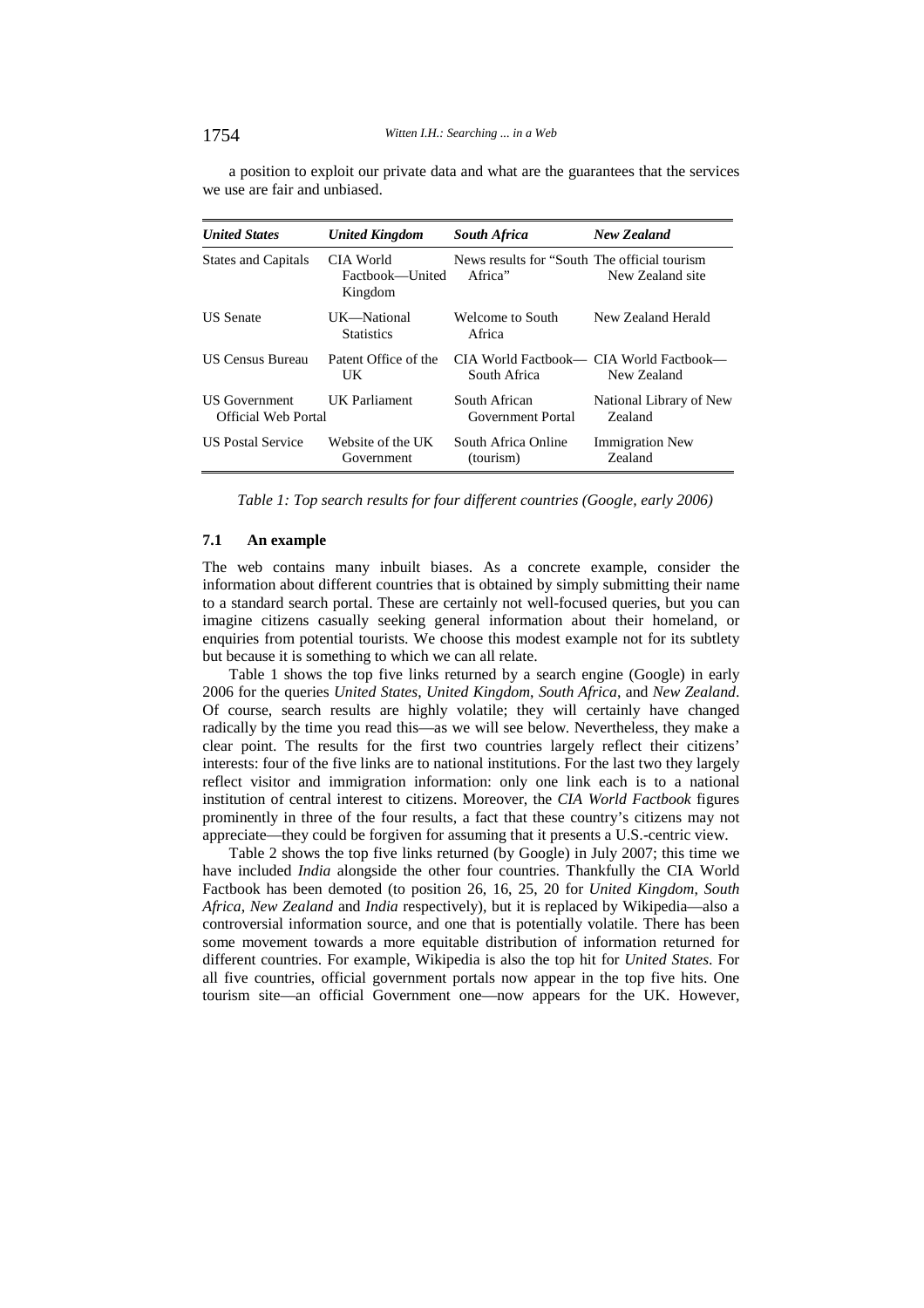a position to exploit our private data and what are the guarantees that the services we use are fair and unbiased.

| *United States* | *United Kingdom* | *South Africa* | *New Zealand* |
|---|---|---|---|
| States and Capitals | CIA World Factbook—United Kingdom | News results for "South Africa" | The official tourism New Zealand site |
| US Senate | UK—National Statistics | Welcome to South Africa | New Zealand Herald |
| US Census Bureau | Patent Office of the UK | CIA World Factbook—South Africa | CIA World Factbook—New Zealand |
| US Government Official Web Portal | UK Parliament | South African Government Portal | National Library of New Zealand |
| US Postal Service | Website of the UK Government | South Africa Online (tourism) | Immigration New Zealand |

*Table 1: Top search results for four different countries (Google, early 2006)*

### 7.1 An example

The web contains many inbuilt biases. As a concrete example, consider the information about different countries that is obtained by simply submitting their name to a standard search portal. These are certainly not well-focused queries, but you can imagine citizens casually seeking general information about their homeland, or enquiries from potential tourists. We choose this modest example not for its subtlety but because it is something to which we can all relate.

Table 1 shows the top five links returned by a search engine (Google) in early 2006 for the queries *United States*, *United Kingdom*, *South Africa*, and *New Zealand*. Of course, search results are highly volatile; they will certainly have changed radically by the time you read this—as we will see below. Nevertheless, they make a clear point. The results for the first two countries largely reflect their citizens' interests: four of the five links are to national institutions. For the last two they largely reflect visitor and immigration information: only one link each is to a national institution of central interest to citizens. Moreover, the *CIA World Factbook* figures prominently in three of the four results, a fact that these country's citizens may not appreciate—they could be forgiven for assuming that it presents a U.S.-centric view.

Table 2 shows the top five links returned (by Google) in July 2007; this time we have included *India* alongside the other four countries. Thankfully the CIA World Factbook has been demoted (to position 26, 16, 25, 20 for *United Kingdom*, *South Africa*, *New Zealand* and *India* respectively), but it is replaced by Wikipedia—also a controversial information source, and one that is potentially volatile. There has been some movement towards a more equitable distribution of information returned for different countries. For example, Wikipedia is also the top hit for *United States*. For all five countries, official government portals now appear in the top five hits. One tourism site—an official Government one—now appears for the UK. However,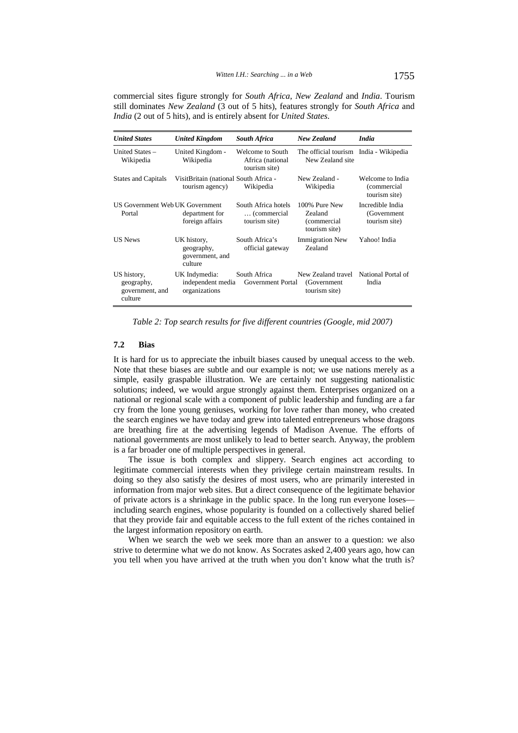commercial sites figure strongly for *South Africa*, *New Zealand* and *India*. Tourism still dominates *New Zealand* (3 out of 5 hits), features strongly for *South Africa* and *India* (2 out of 5 hits), and is entirely absent for *United States*.

| ***United States*** | ***United Kingdom*** | ***South Africa*** | ***New Zealand*** | ***India*** |
|---|---|---|---|---|
| United States – Wikipedia | United Kingdom - Wikipedia | Welcome to South Africa (national tourism site) | The official tourism New Zealand site | India - Wikipedia |
| States and Capitals | VisitBritain (national tourism agency) | South Africa - Wikipedia | New Zealand - Wikipedia | Welcome to India (commercial tourism site) |
| US Government Web Portal | UK Government department for foreign affairs | South Africa hotels … (commercial tourism site) | 100% Pure New Zealand (commercial tourism site) | Incredible India (Government tourism site) |
| US News | UK history, geography, government, and culture | South Africa's official gateway | Immigration New Zealand | Yahoo! India |
| US history, geography, government, and culture | UK Indymedia: independent media organizations | South Africa Government Portal | New Zealand travel (Government tourism site) | National Portal of India |

*Table 2: Top search results for five different countries (Google, mid 2007)*

### 7.2 Bias

It is hard for us to appreciate the inbuilt biases caused by unequal access to the web. Note that these biases are subtle and our example is not; we use nations merely as a simple, easily graspable illustration. We are certainly not suggesting nationalistic solutions; indeed, we would argue strongly against them. Enterprises organized on a national or regional scale with a component of public leadership and funding are a far cry from the lone young geniuses, working for love rather than money, who created the search engines we have today and grew into talented entrepreneurs whose dragons are breathing fire at the advertising legends of Madison Avenue. The efforts of national governments are most unlikely to lead to better search. Anyway, the problem is a far broader one of multiple perspectives in general.

The issue is both complex and slippery. Search engines act according to legitimate commercial interests when they privilege certain mainstream results. In doing so they also satisfy the desires of most users, who are primarily interested in information from major web sites. But a direct consequence of the legitimate behavior of private actors is a shrinkage in the public space. In the long run everyone loses—including search engines, whose popularity is founded on a collectively shared belief that they provide fair and equitable access to the full extent of the riches contained in the largest information repository on earth.

When we search the web we seek more than an answer to a question: we also strive to determine what we do not know. As Socrates asked 2,400 years ago, how can you tell when you have arrived at the truth when you don't know what the truth is?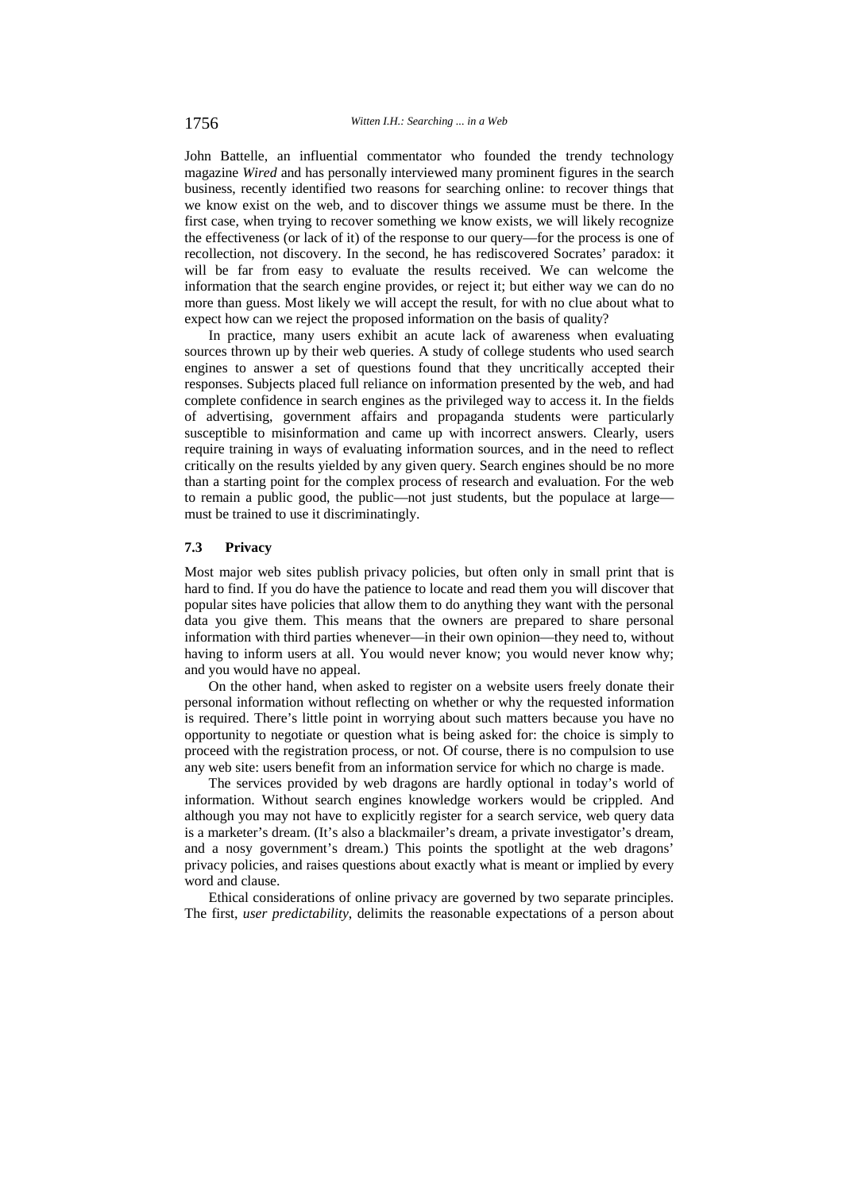John Battelle, an influential commentator who founded the trendy technology magazine *Wired* and has personally interviewed many prominent figures in the search business, recently identified two reasons for searching online: to recover things that we know exist on the web, and to discover things we assume must be there. In the first case, when trying to recover something we know exists, we will likely recognize the effectiveness (or lack of it) of the response to our query—for the process is one of recollection, not discovery. In the second, he has rediscovered Socrates' paradox: it will be far from easy to evaluate the results received. We can welcome the information that the search engine provides, or reject it; but either way we can do no more than guess. Most likely we will accept the result, for with no clue about what to expect how can we reject the proposed information on the basis of quality?

In practice, many users exhibit an acute lack of awareness when evaluating sources thrown up by their web queries. A study of college students who used search engines to answer a set of questions found that they uncritically accepted their responses. Subjects placed full reliance on information presented by the web, and had complete confidence in search engines as the privileged way to access it. In the fields of advertising, government affairs and propaganda students were particularly susceptible to misinformation and came up with incorrect answers. Clearly, users require training in ways of evaluating information sources, and in the need to reflect critically on the results yielded by any given query. Search engines should be no more than a starting point for the complex process of research and evaluation. For the web to remain a public good, the public—not just students, but the populace at large—must be trained to use it discriminatingly.

### 7.3 Privacy

Most major web sites publish privacy policies, but often only in small print that is hard to find. If you do have the patience to locate and read them you will discover that popular sites have policies that allow them to do anything they want with the personal data you give them. This means that the owners are prepared to share personal information with third parties whenever—in their own opinion—they need to, without having to inform users at all. You would never know; you would never know why; and you would have no appeal.

On the other hand, when asked to register on a website users freely donate their personal information without reflecting on whether or why the requested information is required. There's little point in worrying about such matters because you have no opportunity to negotiate or question what is being asked for: the choice is simply to proceed with the registration process, or not. Of course, there is no compulsion to use any web site: users benefit from an information service for which no charge is made.

The services provided by web dragons are hardly optional in today's world of information. Without search engines knowledge workers would be crippled. And although you may not have to explicitly register for a search service, web query data is a marketer's dream. (It's also a blackmailer's dream, a private investigator's dream, and a nosy government's dream.) This points the spotlight at the web dragons' privacy policies, and raises questions about exactly what is meant or implied by every word and clause.

Ethical considerations of online privacy are governed by two separate principles. The first, *user predictability*, delimits the reasonable expectations of a person about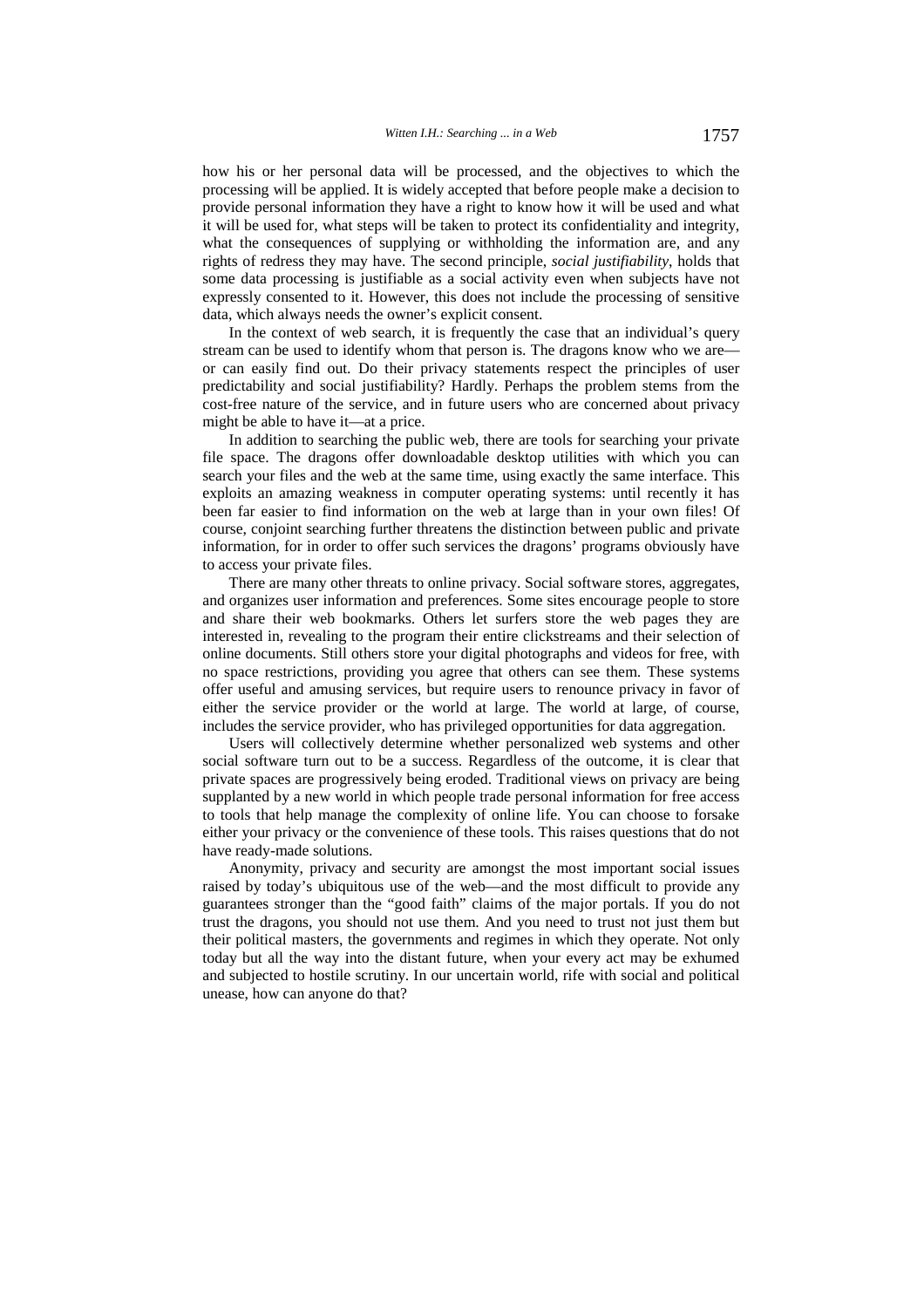how his or her personal data will be processed, and the objectives to which the processing will be applied. It is widely accepted that before people make a decision to provide personal information they have a right to know how it will be used and what it will be used for, what steps will be taken to protect its confidentiality and integrity, what the consequences of supplying or withholding the information are, and any rights of redress they may have. The second principle, *social justifiability*, holds that some data processing is justifiable as a social activity even when subjects have not expressly consented to it. However, this does not include the processing of sensitive data, which always needs the owner's explicit consent.

In the context of web search, it is frequently the case that an individual's query stream can be used to identify whom that person is. The dragons know who we are—or can easily find out. Do their privacy statements respect the principles of user predictability and social justifiability? Hardly. Perhaps the problem stems from the cost-free nature of the service, and in future users who are concerned about privacy might be able to have it—at a price.

In addition to searching the public web, there are tools for searching your private file space. The dragons offer downloadable desktop utilities with which you can search your files and the web at the same time, using exactly the same interface. This exploits an amazing weakness in computer operating systems: until recently it has been far easier to find information on the web at large than in your own files! Of course, conjoint searching further threatens the distinction between public and private information, for in order to offer such services the dragons' programs obviously have to access your private files.

There are many other threats to online privacy. Social software stores, aggregates, and organizes user information and preferences. Some sites encourage people to store and share their web bookmarks. Others let surfers store the web pages they are interested in, revealing to the program their entire clickstreams and their selection of online documents. Still others store your digital photographs and videos for free, with no space restrictions, providing you agree that others can see them. These systems offer useful and amusing services, but require users to renounce privacy in favor of either the service provider or the world at large. The world at large, of course, includes the service provider, who has privileged opportunities for data aggregation.

Users will collectively determine whether personalized web systems and other social software turn out to be a success. Regardless of the outcome, it is clear that private spaces are progressively being eroded. Traditional views on privacy are being supplanted by a new world in which people trade personal information for free access to tools that help manage the complexity of online life. You can choose to forsake either your privacy or the convenience of these tools. This raises questions that do not have ready-made solutions.

Anonymity, privacy and security are amongst the most important social issues raised by today's ubiquitous use of the web—and the most difficult to provide any guarantees stronger than the "good faith" claims of the major portals. If you do not trust the dragons, you should not use them. And you need to trust not just them but their political masters, the governments and regimes in which they operate. Not only today but all the way into the distant future, when your every act may be exhumed and subjected to hostile scrutiny. In our uncertain world, rife with social and political unease, how can anyone do that?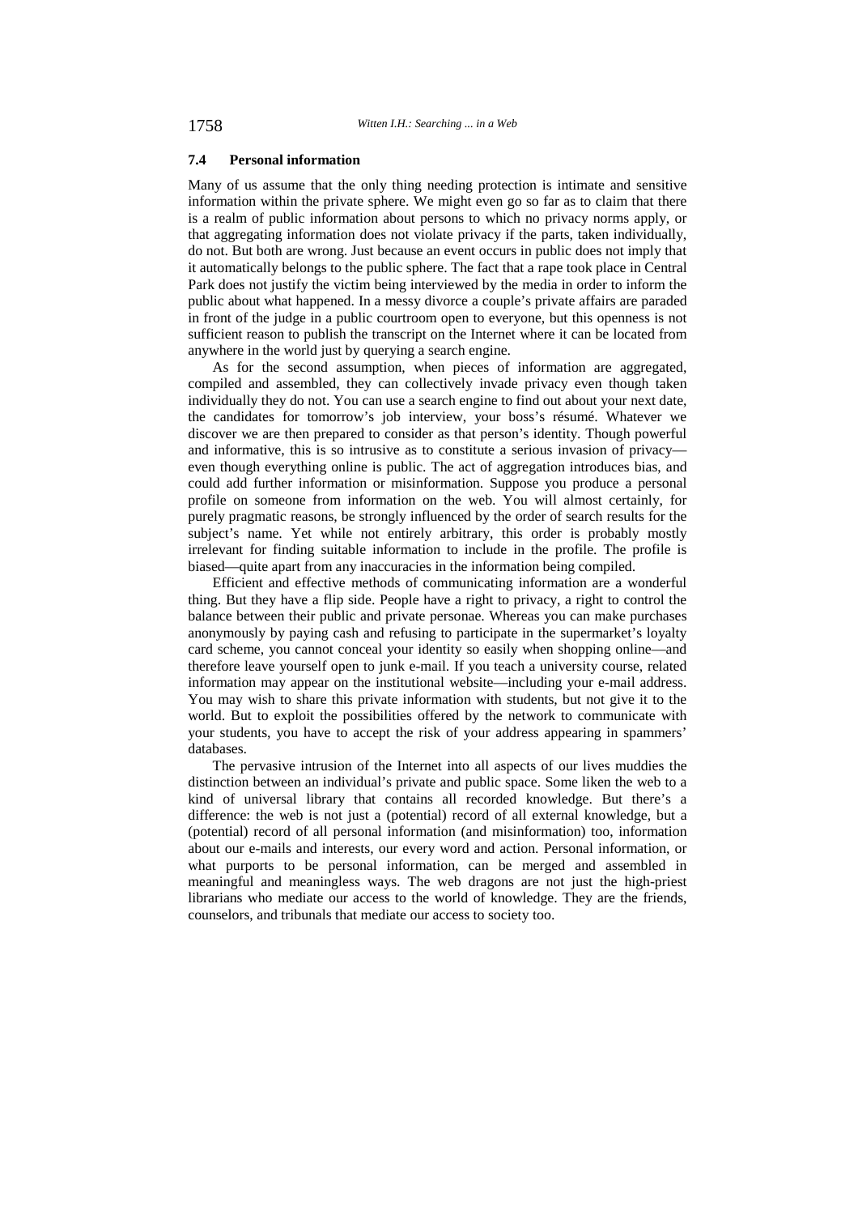### 7.4 Personal information

Many of us assume that the only thing needing protection is intimate and sensitive information within the private sphere. We might even go so far as to claim that there is a realm of public information about persons to which no privacy norms apply, or that aggregating information does not violate privacy if the parts, taken individually, do not. But both are wrong. Just because an event occurs in public does not imply that it automatically belongs to the public sphere. The fact that a rape took place in Central Park does not justify the victim being interviewed by the media in order to inform the public about what happened. In a messy divorce a couple's private affairs are paraded in front of the judge in a public courtroom open to everyone, but this openness is not sufficient reason to publish the transcript on the Internet where it can be located from anywhere in the world just by querying a search engine.

As for the second assumption, when pieces of information are aggregated, compiled and assembled, they can collectively invade privacy even though taken individually they do not. You can use a search engine to find out about your next date, the candidates for tomorrow's job interview, your boss's résumé. Whatever we discover we are then prepared to consider as that person's identity. Though powerful and informative, this is so intrusive as to constitute a serious invasion of privacy—even though everything online is public. The act of aggregation introduces bias, and could add further information or misinformation. Suppose you produce a personal profile on someone from information on the web. You will almost certainly, for purely pragmatic reasons, be strongly influenced by the order of search results for the subject's name. Yet while not entirely arbitrary, this order is probably mostly irrelevant for finding suitable information to include in the profile. The profile is biased—quite apart from any inaccuracies in the information being compiled.

Efficient and effective methods of communicating information are a wonderful thing. But they have a flip side. People have a right to privacy, a right to control the balance between their public and private personae. Whereas you can make purchases anonymously by paying cash and refusing to participate in the supermarket's loyalty card scheme, you cannot conceal your identity so easily when shopping online—and therefore leave yourself open to junk e-mail. If you teach a university course, related information may appear on the institutional website—including your e-mail address. You may wish to share this private information with students, but not give it to the world. But to exploit the possibilities offered by the network to communicate with your students, you have to accept the risk of your address appearing in spammers' databases.

The pervasive intrusion of the Internet into all aspects of our lives muddies the distinction between an individual's private and public space. Some liken the web to a kind of universal library that contains all recorded knowledge. But there's a difference: the web is not just a (potential) record of all external knowledge, but a (potential) record of all personal information (and misinformation) too, information about our e-mails and interests, our every word and action. Personal information, or what purports to be personal information, can be merged and assembled in meaningful and meaningless ways. The web dragons are not just the high-priest librarians who mediate our access to the world of knowledge. They are the friends, counselors, and tribunals that mediate our access to society too.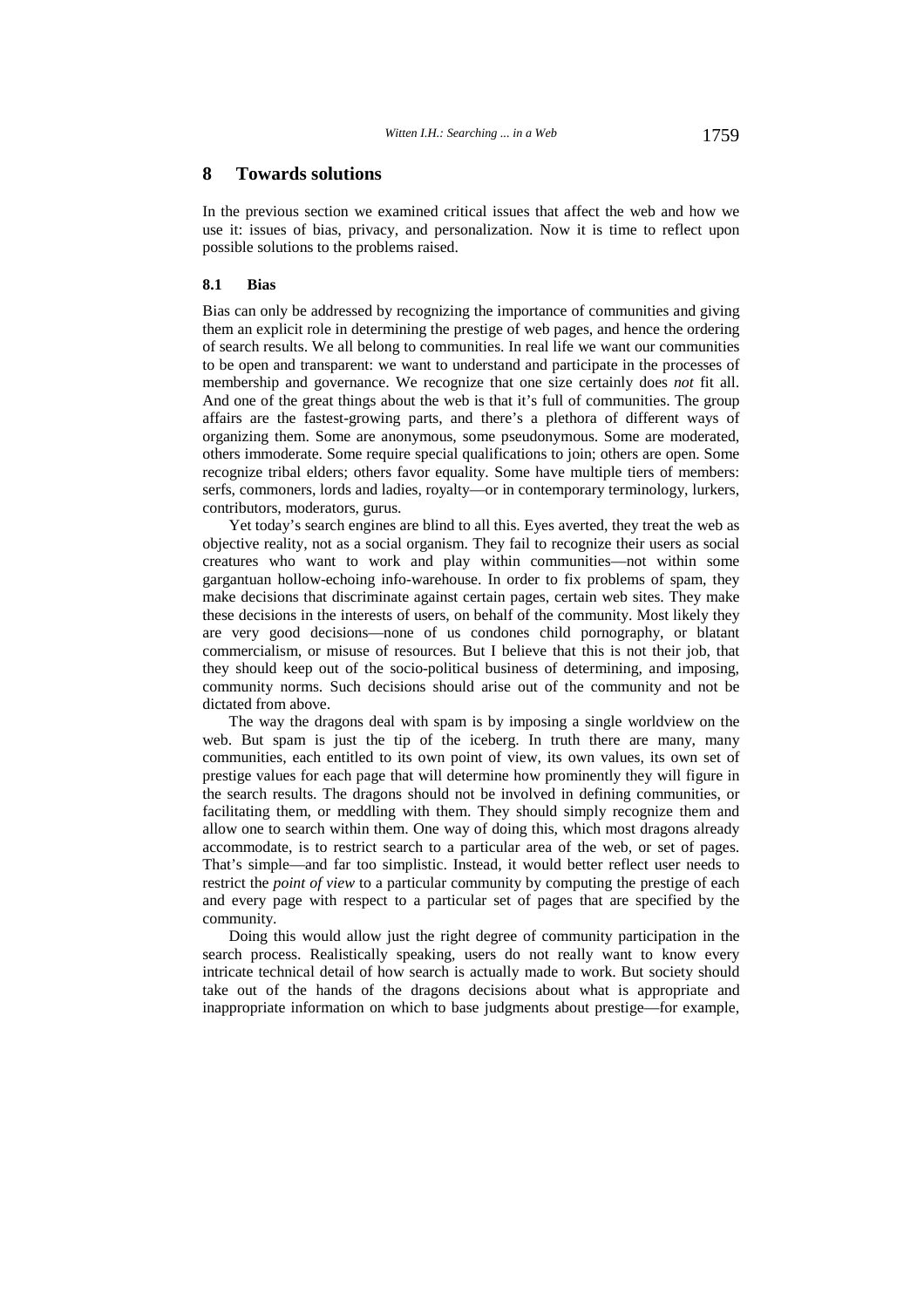## 8 Towards solutions

In the previous section we examined critical issues that affect the web and how we use it: issues of bias, privacy, and personalization. Now it is time to reflect upon possible solutions to the problems raised.

### 8.1 Bias

Bias can only be addressed by recognizing the importance of communities and giving them an explicit role in determining the prestige of web pages, and hence the ordering of search results. We all belong to communities. In real life we want our communities to be open and transparent: we want to understand and participate in the processes of membership and governance. We recognize that one size certainly does *not* fit all. And one of the great things about the web is that it's full of communities. The group affairs are the fastest-growing parts, and there's a plethora of different ways of organizing them. Some are anonymous, some pseudonymous. Some are moderated, others immoderate. Some require special qualifications to join; others are open. Some recognize tribal elders; others favor equality. Some have multiple tiers of members: serfs, commoners, lords and ladies, royalty—or in contemporary terminology, lurkers, contributors, moderators, gurus.

Yet today's search engines are blind to all this. Eyes averted, they treat the web as objective reality, not as a social organism. They fail to recognize their users as social creatures who want to work and play within communities—not within some gargantuan hollow-echoing info-warehouse. In order to fix problems of spam, they make decisions that discriminate against certain pages, certain web sites. They make these decisions in the interests of users, on behalf of the community. Most likely they are very good decisions—none of us condones child pornography, or blatant commercialism, or misuse of resources. But I believe that this is not their job, that they should keep out of the socio-political business of determining, and imposing, community norms. Such decisions should arise out of the community and not be dictated from above.

The way the dragons deal with spam is by imposing a single worldview on the web. But spam is just the tip of the iceberg. In truth there are many, many communities, each entitled to its own point of view, its own values, its own set of prestige values for each page that will determine how prominently they will figure in the search results. The dragons should not be involved in defining communities, or facilitating them, or meddling with them. They should simply recognize them and allow one to search within them. One way of doing this, which most dragons already accommodate, is to restrict search to a particular area of the web, or set of pages. That's simple—and far too simplistic. Instead, it would better reflect user needs to restrict the *point of view* to a particular community by computing the prestige of each and every page with respect to a particular set of pages that are specified by the community.

Doing this would allow just the right degree of community participation in the search process. Realistically speaking, users do not really want to know every intricate technical detail of how search is actually made to work. But society should take out of the hands of the dragons decisions about what is appropriate and inappropriate information on which to base judgments about prestige—for example,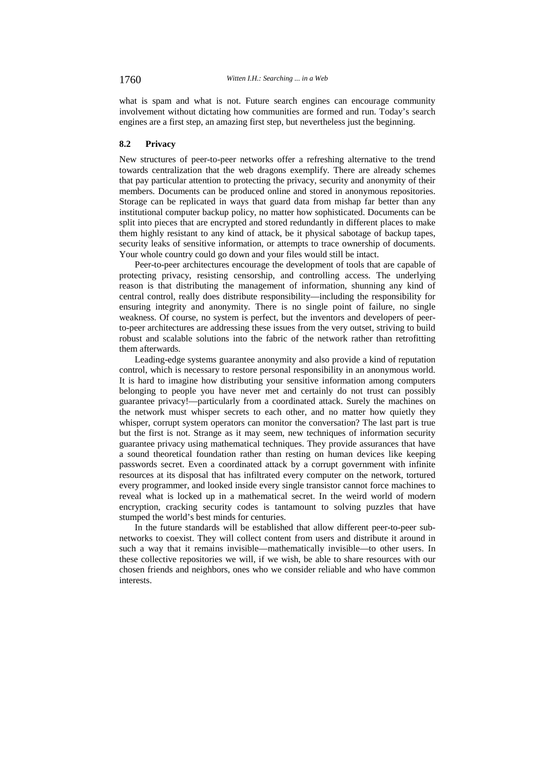what is spam and what is not. Future search engines can encourage community involvement without dictating how communities are formed and run. Today's search engines are a first step, an amazing first step, but nevertheless just the beginning.

### 8.2 Privacy

New structures of peer-to-peer networks offer a refreshing alternative to the trend towards centralization that the web dragons exemplify. There are already schemes that pay particular attention to protecting the privacy, security and anonymity of their members. Documents can be produced online and stored in anonymous repositories. Storage can be replicated in ways that guard data from mishap far better than any institutional computer backup policy, no matter how sophisticated. Documents can be split into pieces that are encrypted and stored redundantly in different places to make them highly resistant to any kind of attack, be it physical sabotage of backup tapes, security leaks of sensitive information, or attempts to trace ownership of documents. Your whole country could go down and your files would still be intact.

Peer-to-peer architectures encourage the development of tools that are capable of protecting privacy, resisting censorship, and controlling access. The underlying reason is that distributing the management of information, shunning any kind of central control, really does distribute responsibility—including the responsibility for ensuring integrity and anonymity. There is no single point of failure, no single weakness. Of course, no system is perfect, but the inventors and developers of peer-to-peer architectures are addressing these issues from the very outset, striving to build robust and scalable solutions into the fabric of the network rather than retrofitting them afterwards.

Leading-edge systems guarantee anonymity and also provide a kind of reputation control, which is necessary to restore personal responsibility in an anonymous world. It is hard to imagine how distributing your sensitive information among computers belonging to people you have never met and certainly do not trust can possibly guarantee privacy!—particularly from a coordinated attack. Surely the machines on the network must whisper secrets to each other, and no matter how quietly they whisper, corrupt system operators can monitor the conversation? The last part is true but the first is not. Strange as it may seem, new techniques of information security guarantee privacy using mathematical techniques. They provide assurances that have a sound theoretical foundation rather than resting on human devices like keeping passwords secret. Even a coordinated attack by a corrupt government with infinite resources at its disposal that has infiltrated every computer on the network, tortured every programmer, and looked inside every single transistor cannot force machines to reveal what is locked up in a mathematical secret. In the weird world of modern encryption, cracking security codes is tantamount to solving puzzles that have stumped the world's best minds for centuries.

In the future standards will be established that allow different peer-to-peer sub-networks to coexist. They will collect content from users and distribute it around in such a way that it remains invisible—mathematically invisible—to other users. In these collective repositories we will, if we wish, be able to share resources with our chosen friends and neighbors, ones who we consider reliable and who have common interests.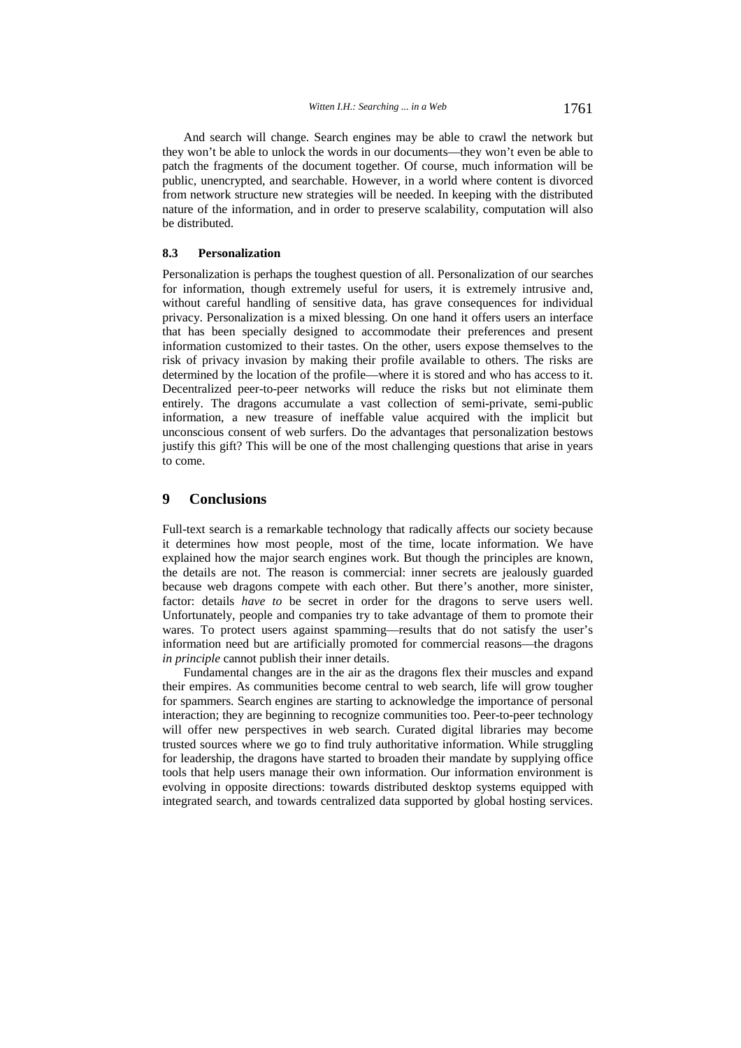And search will change. Search engines may be able to crawl the network but they won't be able to unlock the words in our documents—they won't even be able to patch the fragments of the document together. Of course, much information will be public, unencrypted, and searchable. However, in a world where content is divorced from network structure new strategies will be needed. In keeping with the distributed nature of the information, and in order to preserve scalability, computation will also be distributed.

### 8.3 Personalization

Personalization is perhaps the toughest question of all. Personalization of our searches for information, though extremely useful for users, it is extremely intrusive and, without careful handling of sensitive data, has grave consequences for individual privacy. Personalization is a mixed blessing. On one hand it offers users an interface that has been specially designed to accommodate their preferences and present information customized to their tastes. On the other, users expose themselves to the risk of privacy invasion by making their profile available to others. The risks are determined by the location of the profile—where it is stored and who has access to it. Decentralized peer-to-peer networks will reduce the risks but not eliminate them entirely. The dragons accumulate a vast collection of semi-private, semi-public information, a new treasure of ineffable value acquired with the implicit but unconscious consent of web surfers. Do the advantages that personalization bestows justify this gift? This will be one of the most challenging questions that arise in years to come.

## 9 Conclusions

Full-text search is a remarkable technology that radically affects our society because it determines how most people, most of the time, locate information. We have explained how the major search engines work. But though the principles are known, the details are not. The reason is commercial: inner secrets are jealously guarded because web dragons compete with each other. But there's another, more sinister, factor: details *have to* be secret in order for the dragons to serve users well. Unfortunately, people and companies try to take advantage of them to promote their wares. To protect users against spamming—results that do not satisfy the user's information need but are artificially promoted for commercial reasons—the dragons *in principle* cannot publish their inner details.

Fundamental changes are in the air as the dragons flex their muscles and expand their empires. As communities become central to web search, life will grow tougher for spammers. Search engines are starting to acknowledge the importance of personal interaction; they are beginning to recognize communities too. Peer-to-peer technology will offer new perspectives in web search. Curated digital libraries may become trusted sources where we go to find truly authoritative information. While struggling for leadership, the dragons have started to broaden their mandate by supplying office tools that help users manage their own information. Our information environment is evolving in opposite directions: towards distributed desktop systems equipped with integrated search, and towards centralized data supported by global hosting services.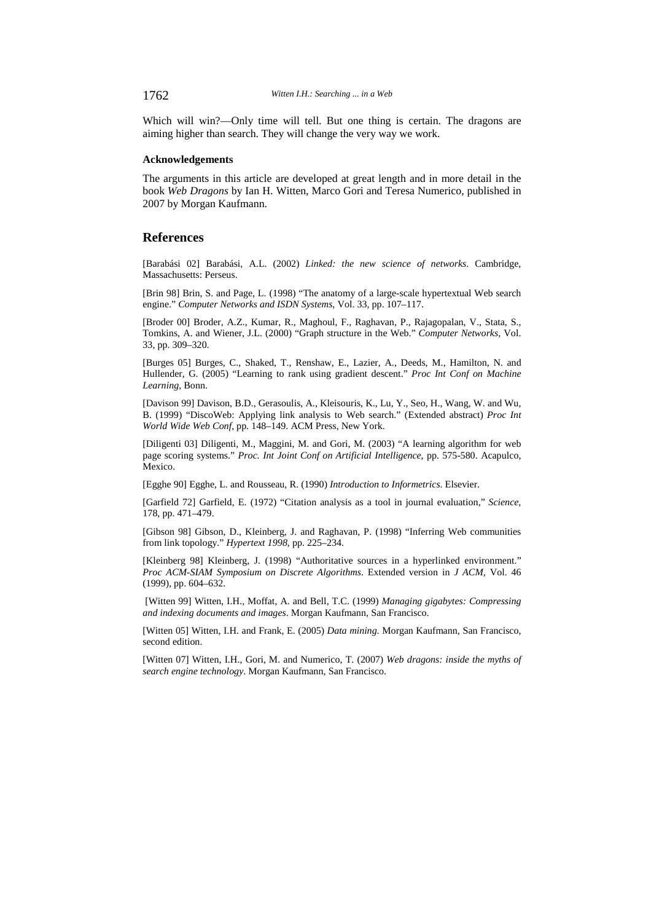Which will win?—Only time will tell. But one thing is certain. The dragons are aiming higher than search. They will change the very way we work.

#### Acknowledgements

The arguments in this article are developed at great length and in more detail in the book *Web Dragons* by Ian H. Witten, Marco Gori and Teresa Numerico, published in 2007 by Morgan Kaufmann.

## References

[Barabási 02] Barabási, A.L. (2002) *Linked: the new science of networks*. Cambridge, Massachusetts: Perseus.

[Brin 98] Brin, S. and Page, L. (1998) "The anatomy of a large-scale hypertextual Web search engine." *Computer Networks and ISDN Systems*, Vol. 33, pp. 107–117.

[Broder 00] Broder, A.Z., Kumar, R., Maghoul, F., Raghavan, P., Rajagopalan, V., Stata, S., Tomkins, A. and Wiener, J.L. (2000) "Graph structure in the Web." *Computer Networks*, Vol. 33, pp. 309–320.

[Burges 05] Burges, C., Shaked, T., Renshaw, E., Lazier, A., Deeds, M., Hamilton, N. and Hullender, G. (2005) "Learning to rank using gradient descent." *Proc Int Conf on Machine Learning*, Bonn.

[Davison 99] Davison, B.D., Gerasoulis, A., Kleisouris, K., Lu, Y., Seo, H., Wang, W. and Wu, B. (1999) "DiscoWeb: Applying link analysis to Web search." (Extended abstract) *Proc Int World Wide Web Conf*, pp. 148–149. ACM Press, New York.

[Diligenti 03] Diligenti, M., Maggini, M. and Gori, M. (2003) "A learning algorithm for web page scoring systems." *Proc. Int Joint Conf on Artificial Intelligence*, pp. 575-580. Acapulco, Mexico.

[Egghe 90] Egghe, L. and Rousseau, R. (1990) *Introduction to Informetrics*. Elsevier.

[Garfield 72] Garfield, E. (1972) "Citation analysis as a tool in journal evaluation," *Science*, 178, pp. 471–479.

[Gibson 98] Gibson, D., Kleinberg, J. and Raghavan, P. (1998) "Inferring Web communities from link topology." *Hypertext 1998*, pp. 225–234.

[Kleinberg 98] Kleinberg, J. (1998) "Authoritative sources in a hyperlinked environment." *Proc ACM-SIAM Symposium on Discrete Algorithms*. Extended version in *J ACM*, Vol. 46 (1999), pp. 604–632.

[Witten 99] Witten, I.H., Moffat, A. and Bell, T.C. (1999) *Managing gigabytes: Compressing and indexing documents and images*. Morgan Kaufmann, San Francisco.

[Witten 05] Witten, I.H. and Frank, E. (2005) *Data mining*. Morgan Kaufmann, San Francisco, second edition.

[Witten 07] Witten, I.H., Gori, M. and Numerico, T. (2007) *Web dragons: inside the myths of search engine technology*. Morgan Kaufmann, San Francisco.